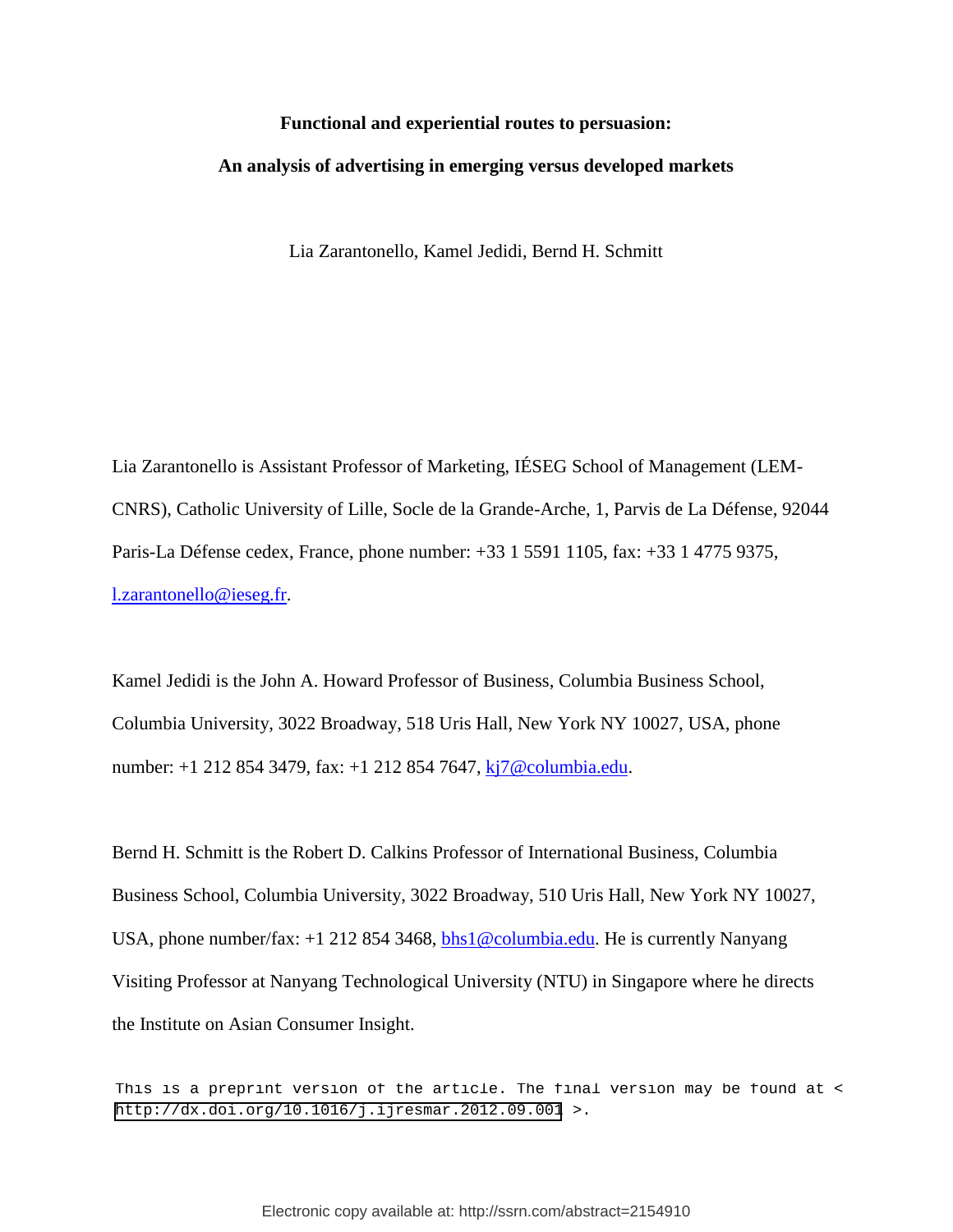# Functional and experiential routes to persuasion:

# An analysis of advertising in emerging versus developed markets

Lia Zarantonello, Kamel Jedidi, Bernd H. Schmitt

Lia Zarantonello is Assistant Professor of Marketing, IÉSEG School of Management (LEM-CNRS), Catholic University of Lille, Socle de la Grande-Arche, 1, Parvis de La Défense, 92044 Paris-La Défense cedex, France, phone number: +33 1 5591 1105, fax: +33 1 4775 9375, l.zarantonello@ieseg.fr.

Kamel Jedidi is the John A. Howard Professor of Business, Columbia Business School, Columbia University, 3022 Broadway, 518 Uris Hall, New York NY 10027, USA, phone number: +1 212 854 3479, fax: +1 212 854 7647, kj7@columbia.edu.

Bernd H. Schmitt is the Robert D. Calkins Professor of International Business, Columbia Business School, Columbia University, 3022 Broadway, 510 Uris Hall, New York NY 10027, USA, phone number/fax: +1 212 854 3468, bhs1@columbia.edu. He is currently Nanyang Visiting Professor at Nanyang Technological University (NTU) in Singapore where he directs the Institute on Asian Consumer Insight.

This is a preprint version of the article. The final version may be found at < http://dx.doi.org/10.1016/j.ijresmar.2012.09.001 >.

Electronic copy available at: http://ssrn.com/abstract=2154910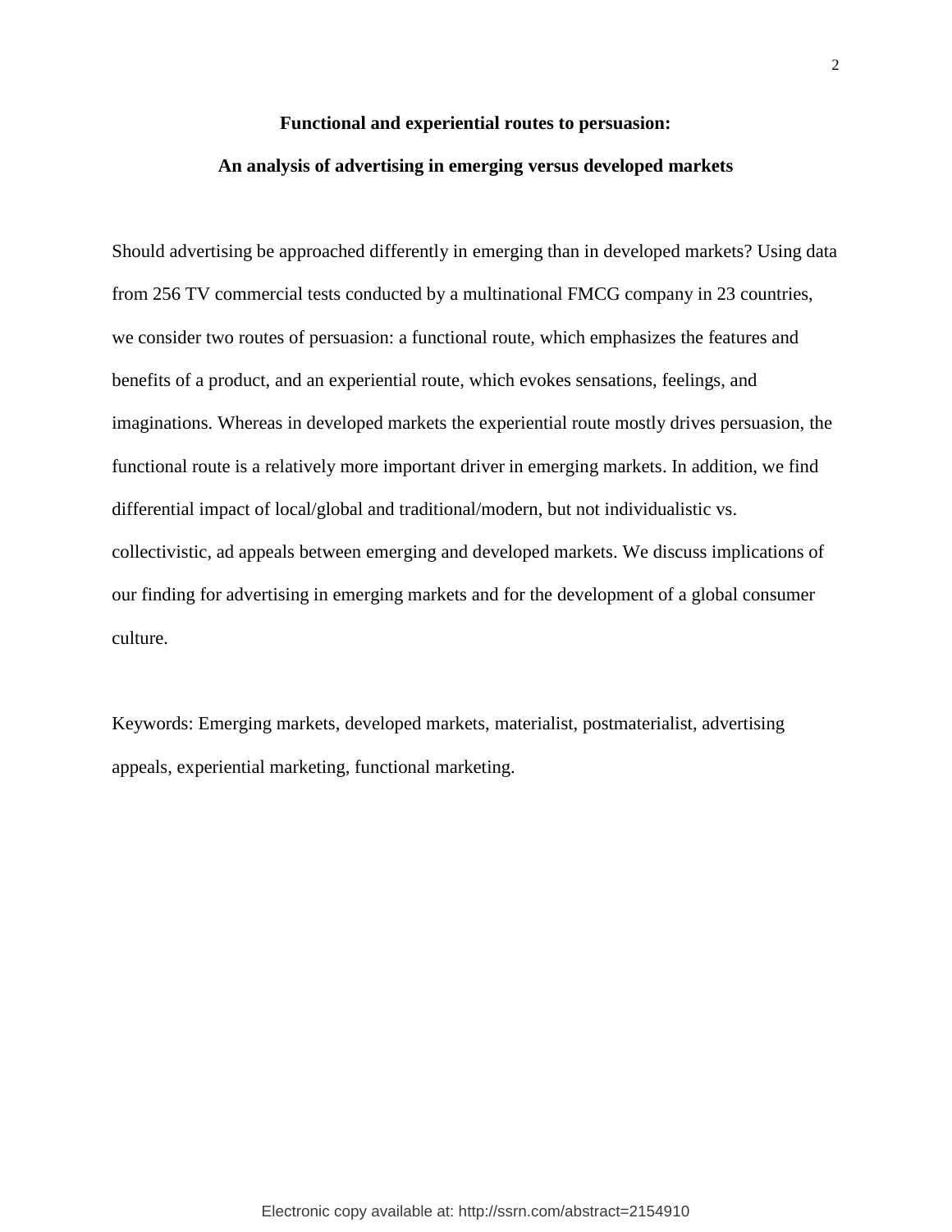**Functional and experiential routes to persuasion:**

**An analysis of advertising in emerging versus developed markets**

Should advertising be approached differently in emerging than in developed markets? Using data from 256 TV commercial tests conducted by a multinational FMCG company in 23 countries, we consider two routes of persuasion: a functional route, which emphasizes the features and benefits of a product, and an experiential route, which evokes sensations, feelings, and imaginations. Whereas in developed markets the experiential route mostly drives persuasion, the functional route is a relatively more important driver in emerging markets. In addition, we find differential impact of local/global and traditional/modern, but not individualistic vs. collectivistic, ad appeals between emerging and developed markets. We discuss implications of our finding for advertising in emerging markets and for the development of a global consumer culture.

Keywords: Emerging markets, developed markets, materialist, postmaterialist, advertising appeals, experiential marketing, functional marketing.

Electronic copy available at: http://ssrn.com/abstract=2154910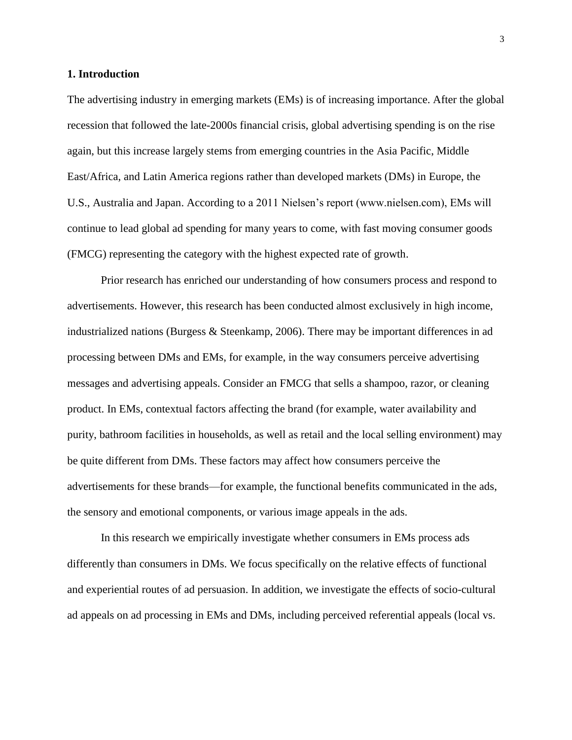## 1. Introduction

The advertising industry in emerging markets (EMs) is of increasing importance. After the global recession that followed the late-2000s financial crisis, global advertising spending is on the rise again, but this increase largely stems from emerging countries in the Asia Pacific, Middle East/Africa, and Latin America regions rather than developed markets (DMs) in Europe, the U.S., Australia and Japan. According to a 2011 Nielsen's report (www.nielsen.com), EMs will continue to lead global ad spending for many years to come, with fast moving consumer goods (FMCG) representing the category with the highest expected rate of growth.

Prior research has enriched our understanding of how consumers process and respond to advertisements. However, this research has been conducted almost exclusively in high income, industrialized nations (Burgess & Steenkamp, 2006). There may be important differences in ad processing between DMs and EMs, for example, in the way consumers perceive advertising messages and advertising appeals. Consider an FMCG that sells a shampoo, razor, or cleaning product. In EMs, contextual factors affecting the brand (for example, water availability and purity, bathroom facilities in households, as well as retail and the local selling environment) may be quite different from DMs. These factors may affect how consumers perceive the advertisements for these brands—for example, the functional benefits communicated in the ads, the sensory and emotional components, or various image appeals in the ads.

In this research we empirically investigate whether consumers in EMs process ads differently than consumers in DMs. We focus specifically on the relative effects of functional and experiential routes of ad persuasion. In addition, we investigate the effects of socio-cultural ad appeals on ad processing in EMs and DMs, including perceived referential appeals (local vs.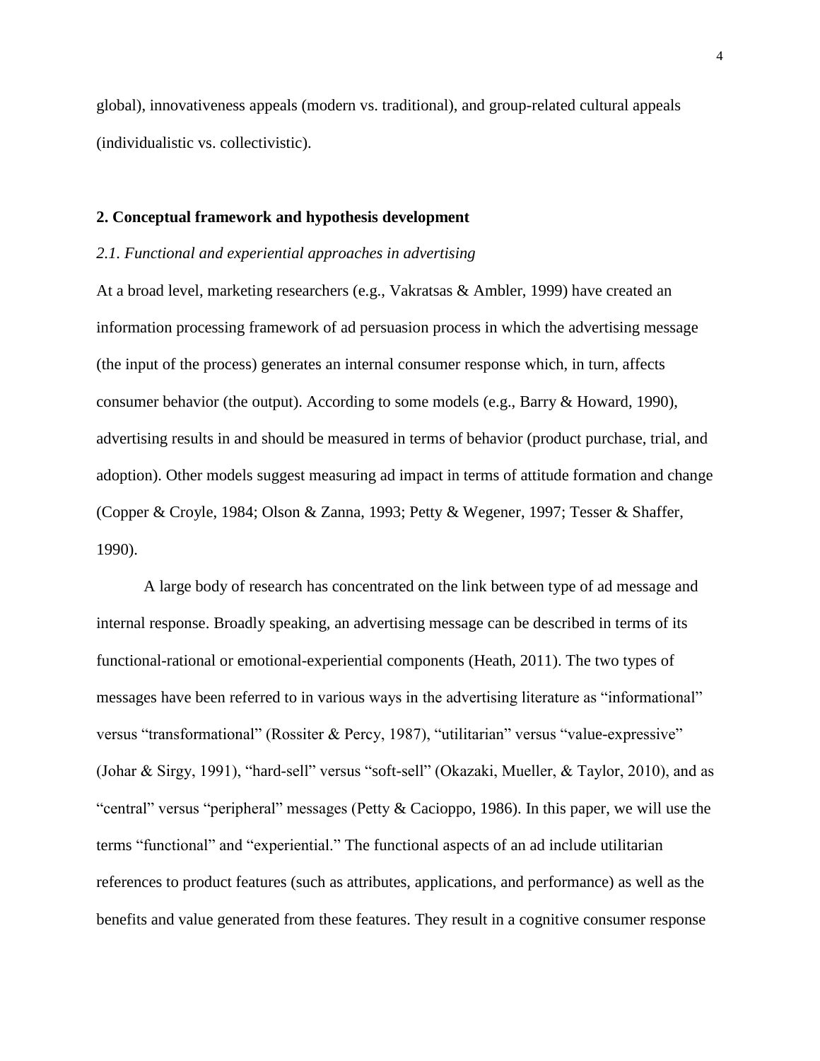global), innovativeness appeals (modern vs. traditional), and group-related cultural appeals (individualistic vs. collectivistic).

## 2. Conceptual framework and hypothesis development

### *2.1. Functional and experiential approaches in advertising*

At a broad level, marketing researchers (e.g., Vakratsas & Ambler, 1999) have created an information processing framework of ad persuasion process in which the advertising message (the input of the process) generates an internal consumer response which, in turn, affects consumer behavior (the output). According to some models (e.g., Barry & Howard, 1990), advertising results in and should be measured in terms of behavior (product purchase, trial, and adoption). Other models suggest measuring ad impact in terms of attitude formation and change (Copper & Croyle, 1984; Olson & Zanna, 1993; Petty & Wegener, 1997; Tesser & Shaffer, 1990).

A large body of research has concentrated on the link between type of ad message and internal response. Broadly speaking, an advertising message can be described in terms of its functional-rational or emotional-experiential components (Heath, 2011). The two types of messages have been referred to in various ways in the advertising literature as "informational" versus "transformational" (Rossiter & Percy, 1987), "utilitarian" versus "value-expressive" (Johar & Sirgy, 1991), "hard-sell" versus "soft-sell" (Okazaki, Mueller, & Taylor, 2010), and as "central" versus "peripheral" messages (Petty & Cacioppo, 1986). In this paper, we will use the terms "functional" and "experiential." The functional aspects of an ad include utilitarian references to product features (such as attributes, applications, and performance) as well as the benefits and value generated from these features. They result in a cognitive consumer response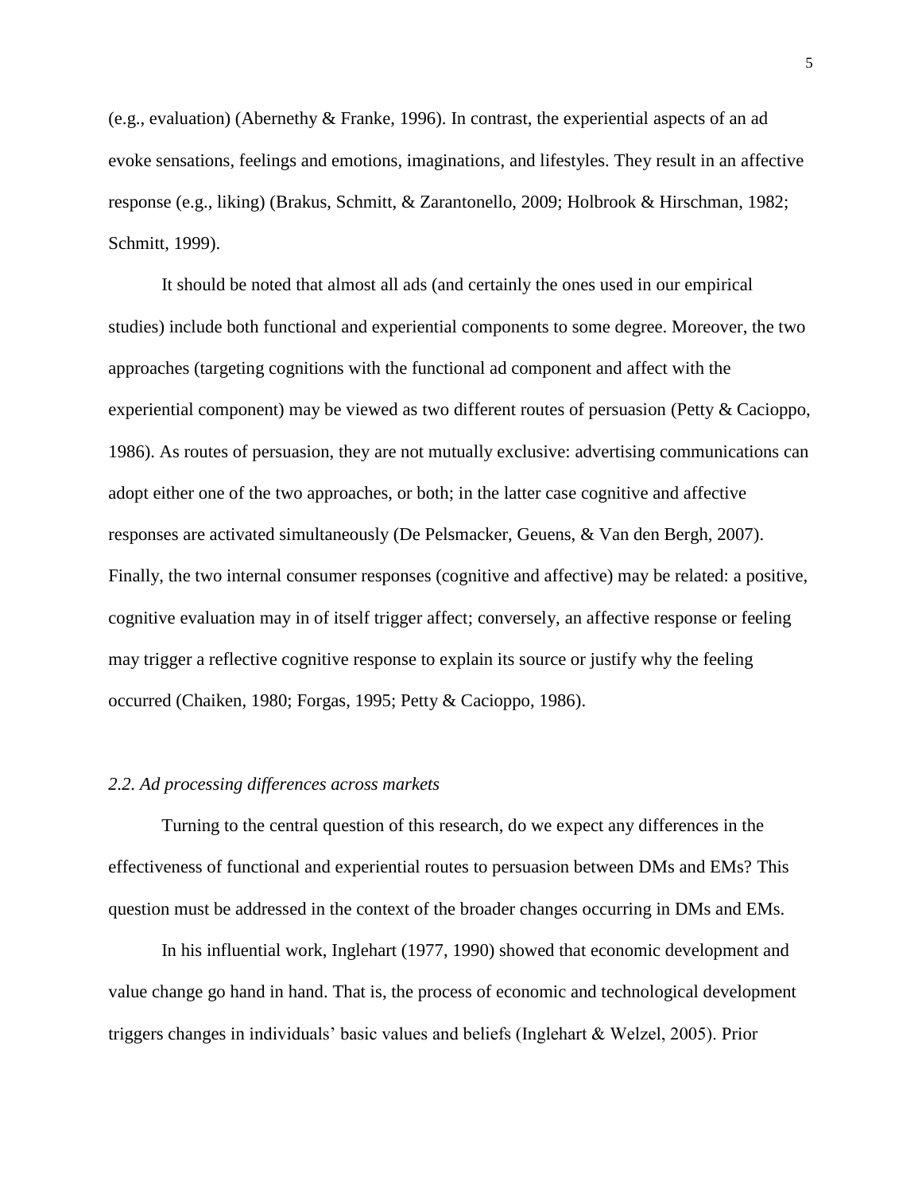(e.g., evaluation) (Abernethy & Franke, 1996). In contrast, the experiential aspects of an ad evoke sensations, feelings and emotions, imaginations, and lifestyles. They result in an affective response (e.g., liking) (Brakus, Schmitt, & Zarantonello, 2009; Holbrook & Hirschman, 1982; Schmitt, 1999).

It should be noted that almost all ads (and certainly the ones used in our empirical studies) include both functional and experiential components to some degree. Moreover, the two approaches (targeting cognitions with the functional ad component and affect with the experiential component) may be viewed as two different routes of persuasion (Petty & Cacioppo, 1986). As routes of persuasion, they are not mutually exclusive: advertising communications can adopt either one of the two approaches, or both; in the latter case cognitive and affective responses are activated simultaneously (De Pelsmacker, Geuens, & Van den Bergh, 2007). Finally, the two internal consumer responses (cognitive and affective) may be related: a positive, cognitive evaluation may in of itself trigger affect; conversely, an affective response or feeling may trigger a reflective cognitive response to explain its source or justify why the feeling occurred (Chaiken, 1980; Forgas, 1995; Petty & Cacioppo, 1986).

### *2.2. Ad processing differences across markets*

Turning to the central question of this research, do we expect any differences in the effectiveness of functional and experiential routes to persuasion between DMs and EMs? This question must be addressed in the context of the broader changes occurring in DMs and EMs.

In his influential work, Inglehart (1977, 1990) showed that economic development and value change go hand in hand. That is, the process of economic and technological development triggers changes in individuals' basic values and beliefs (Inglehart & Welzel, 2005). Prior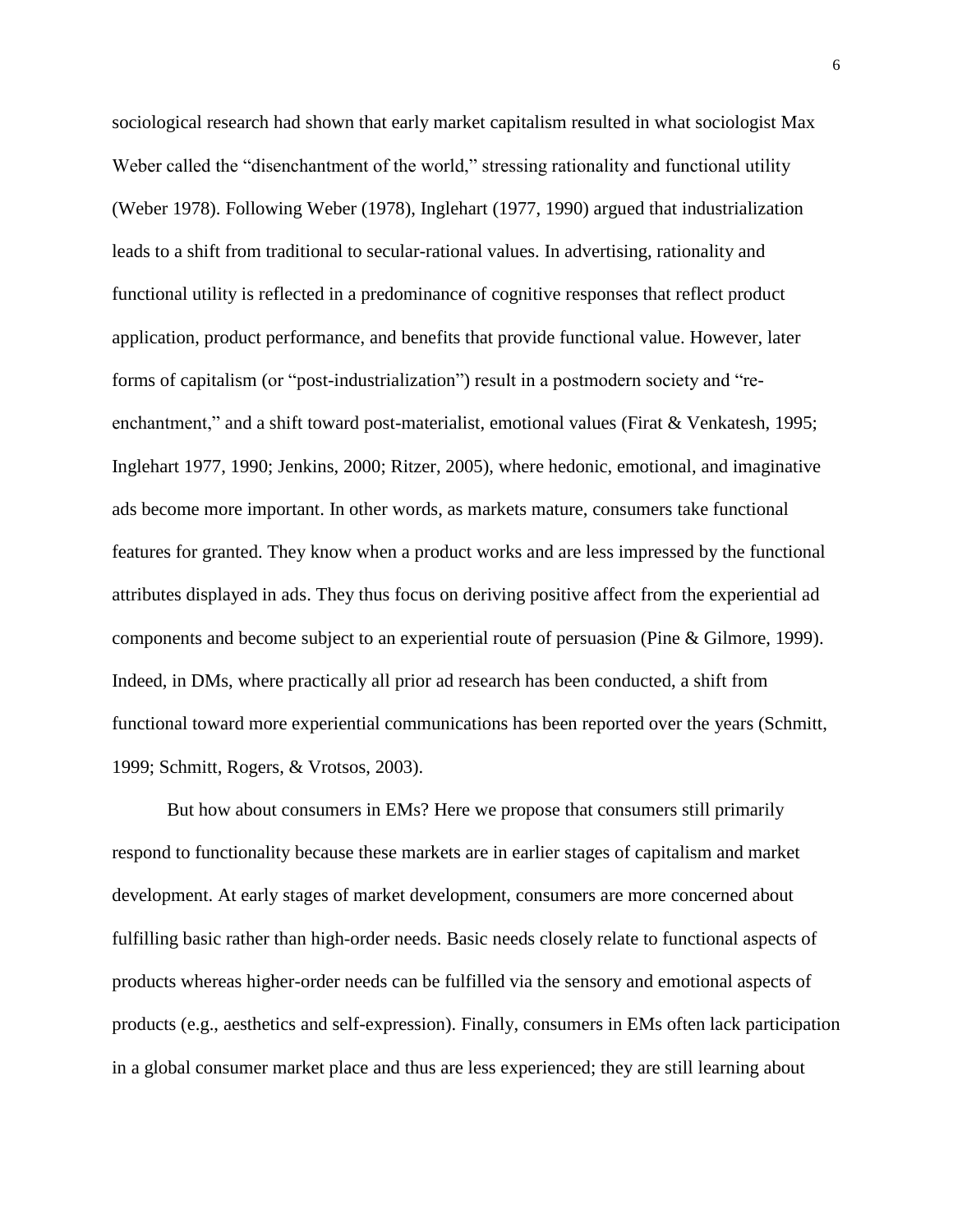sociological research had shown that early market capitalism resulted in what sociologist Max Weber called the "disenchantment of the world," stressing rationality and functional utility (Weber 1978). Following Weber (1978), Inglehart (1977, 1990) argued that industrialization leads to a shift from traditional to secular-rational values. In advertising, rationality and functional utility is reflected in a predominance of cognitive responses that reflect product application, product performance, and benefits that provide functional value. However, later forms of capitalism (or "post-industrialization") result in a postmodern society and "re-enchantment," and a shift toward post-materialist, emotional values (Firat & Venkatesh, 1995; Inglehart 1977, 1990; Jenkins, 2000; Ritzer, 2005), where hedonic, emotional, and imaginative ads become more important. In other words, as markets mature, consumers take functional features for granted. They know when a product works and are less impressed by the functional attributes displayed in ads. They thus focus on deriving positive affect from the experiential ad components and become subject to an experiential route of persuasion (Pine & Gilmore, 1999). Indeed, in DMs, where practically all prior ad research has been conducted, a shift from functional toward more experiential communications has been reported over the years (Schmitt, 1999; Schmitt, Rogers, & Vrotsos, 2003).

But how about consumers in EMs? Here we propose that consumers still primarily respond to functionality because these markets are in earlier stages of capitalism and market development. At early stages of market development, consumers are more concerned about fulfilling basic rather than high-order needs. Basic needs closely relate to functional aspects of products whereas higher-order needs can be fulfilled via the sensory and emotional aspects of products (e.g., aesthetics and self-expression). Finally, consumers in EMs often lack participation in a global consumer market place and thus are less experienced; they are still learning about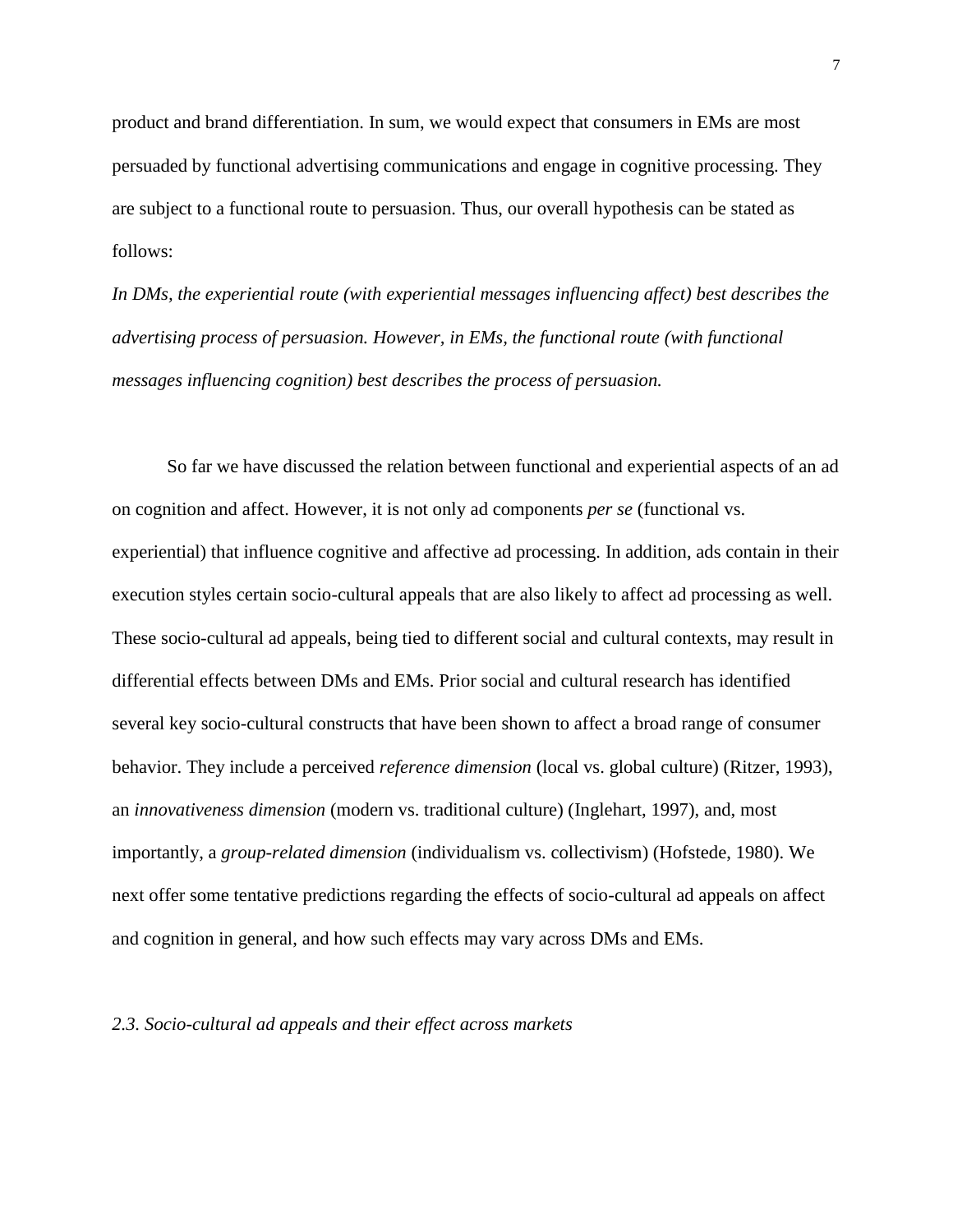product and brand differentiation. In sum, we would expect that consumers in EMs are most persuaded by functional advertising communications and engage in cognitive processing. They are subject to a functional route to persuasion. Thus, our overall hypothesis can be stated as follows:

*In DMs, the experiential route (with experiential messages influencing affect) best describes the advertising process of persuasion. However, in EMs, the functional route (with functional messages influencing cognition) best describes the process of persuasion.*

So far we have discussed the relation between functional and experiential aspects of an ad on cognition and affect. However, it is not only ad components *per se* (functional vs. experiential) that influence cognitive and affective ad processing. In addition, ads contain in their execution styles certain socio-cultural appeals that are also likely to affect ad processing as well. These socio-cultural ad appeals, being tied to different social and cultural contexts, may result in differential effects between DMs and EMs. Prior social and cultural research has identified several key socio-cultural constructs that have been shown to affect a broad range of consumer behavior. They include a perceived *reference dimension* (local vs. global culture) (Ritzer, 1993), an *innovativeness dimension* (modern vs. traditional culture) (Inglehart, 1997), and, most importantly, a *group-related dimension* (individualism vs. collectivism) (Hofstede, 1980). We next offer some tentative predictions regarding the effects of socio-cultural ad appeals on affect and cognition in general, and how such effects may vary across DMs and EMs.

### *2.3. Socio-cultural ad appeals and their effect across markets*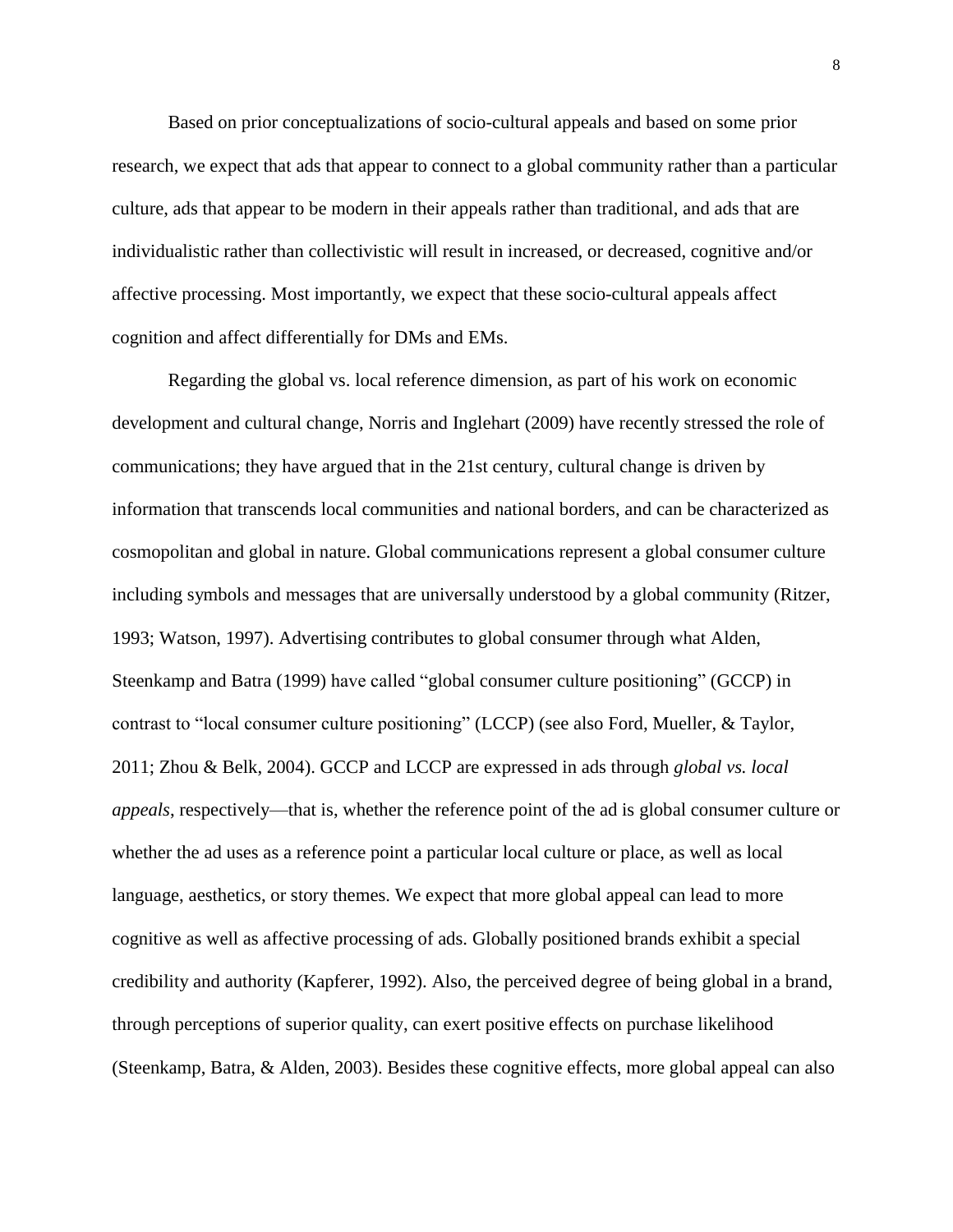Based on prior conceptualizations of socio-cultural appeals and based on some prior research, we expect that ads that appear to connect to a global community rather than a particular culture, ads that appear to be modern in their appeals rather than traditional, and ads that are individualistic rather than collectivistic will result in increased, or decreased, cognitive and/or affective processing. Most importantly, we expect that these socio-cultural appeals affect cognition and affect differentially for DMs and EMs.

Regarding the global vs. local reference dimension, as part of his work on economic development and cultural change, Norris and Inglehart (2009) have recently stressed the role of communications; they have argued that in the 21st century, cultural change is driven by information that transcends local communities and national borders, and can be characterized as cosmopolitan and global in nature. Global communications represent a global consumer culture including symbols and messages that are universally understood by a global community (Ritzer, 1993; Watson, 1997). Advertising contributes to global consumer through what Alden, Steenkamp and Batra (1999) have called "global consumer culture positioning" (GCCP) in contrast to "local consumer culture positioning" (LCCP) (see also Ford, Mueller, & Taylor, 2011; Zhou & Belk, 2004). GCCP and LCCP are expressed in ads through *global vs. local appeals*, respectively—that is, whether the reference point of the ad is global consumer culture or whether the ad uses as a reference point a particular local culture or place, as well as local language, aesthetics, or story themes. We expect that more global appeal can lead to more cognitive as well as affective processing of ads. Globally positioned brands exhibit a special credibility and authority (Kapferer, 1992). Also, the perceived degree of being global in a brand, through perceptions of superior quality, can exert positive effects on purchase likelihood (Steenkamp, Batra, & Alden, 2003). Besides these cognitive effects, more global appeal can also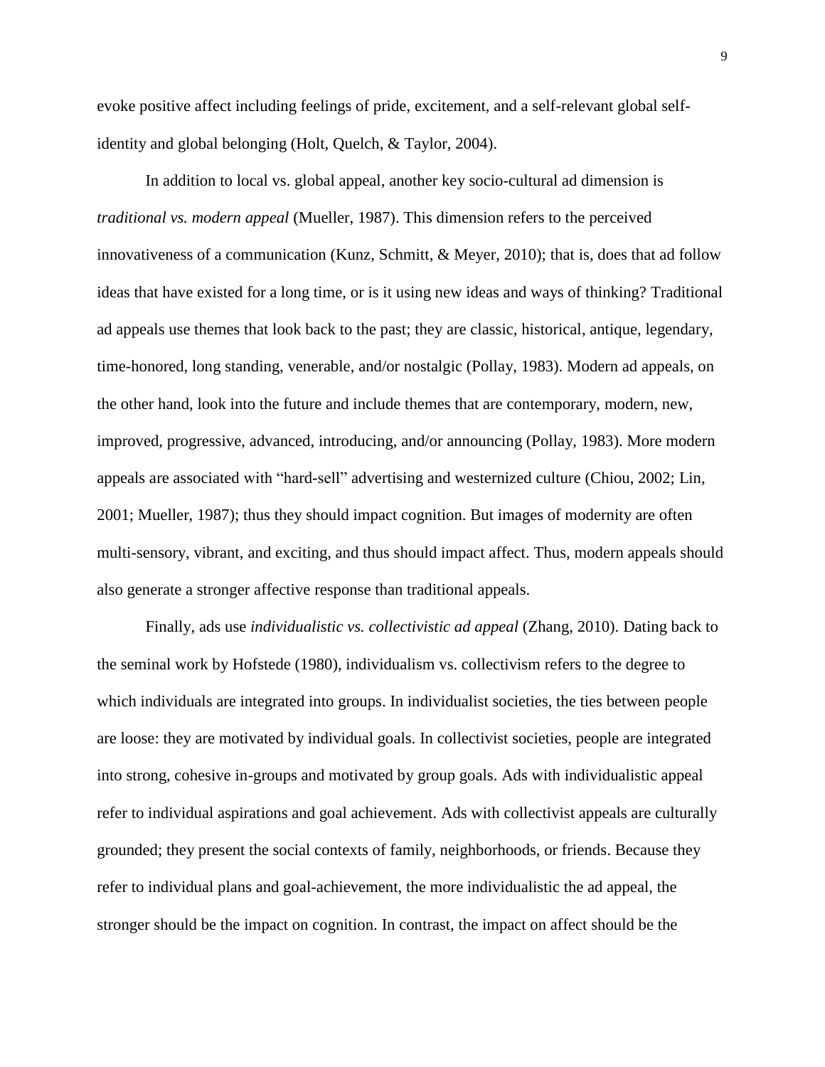evoke positive affect including feelings of pride, excitement, and a self-relevant global self-identity and global belonging (Holt, Quelch, & Taylor, 2004).

In addition to local vs. global appeal, another key socio-cultural ad dimension is *traditional vs. modern appeal* (Mueller, 1987). This dimension refers to the perceived innovativeness of a communication (Kunz, Schmitt, & Meyer, 2010); that is, does that ad follow ideas that have existed for a long time, or is it using new ideas and ways of thinking? Traditional ad appeals use themes that look back to the past; they are classic, historical, antique, legendary, time-honored, long standing, venerable, and/or nostalgic (Pollay, 1983). Modern ad appeals, on the other hand, look into the future and include themes that are contemporary, modern, new, improved, progressive, advanced, introducing, and/or announcing (Pollay, 1983). More modern appeals are associated with "hard-sell" advertising and westernized culture (Chiou, 2002; Lin, 2001; Mueller, 1987); thus they should impact cognition. But images of modernity are often multi-sensory, vibrant, and exciting, and thus should impact affect. Thus, modern appeals should also generate a stronger affective response than traditional appeals.

Finally, ads use *individualistic vs. collectivistic ad appeal* (Zhang, 2010). Dating back to the seminal work by Hofstede (1980), individualism vs. collectivism refers to the degree to which individuals are integrated into groups. In individualist societies, the ties between people are loose: they are motivated by individual goals. In collectivist societies, people are integrated into strong, cohesive in-groups and motivated by group goals. Ads with individualistic appeal refer to individual aspirations and goal achievement. Ads with collectivist appeals are culturally grounded; they present the social contexts of family, neighborhoods, or friends. Because they refer to individual plans and goal-achievement, the more individualistic the ad appeal, the stronger should be the impact on cognition. In contrast, the impact on affect should be the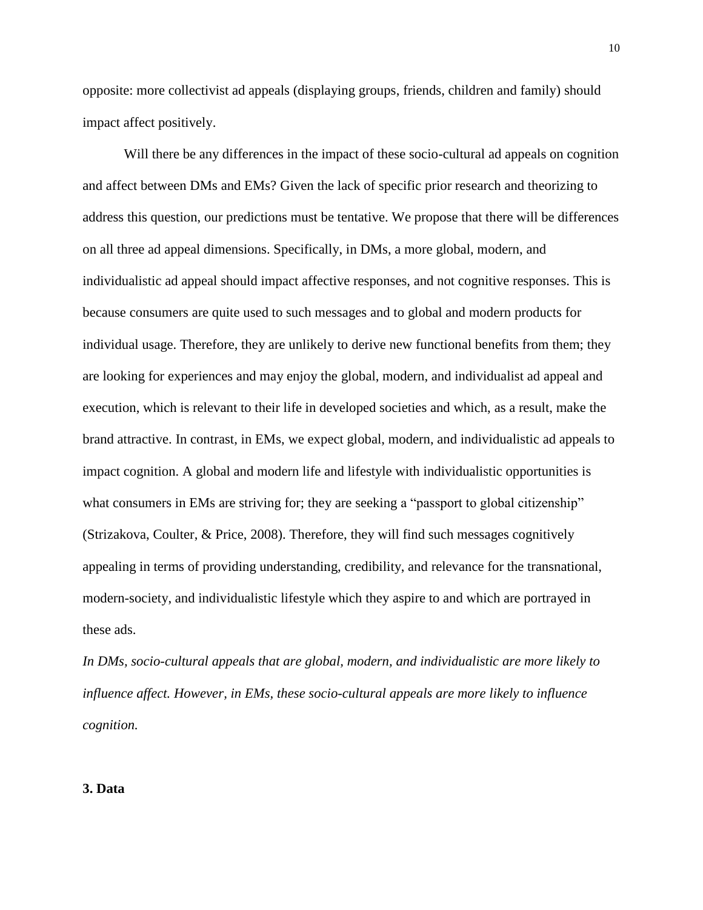opposite: more collectivist ad appeals (displaying groups, friends, children and family) should impact affect positively.

Will there be any differences in the impact of these socio-cultural ad appeals on cognition and affect between DMs and EMs? Given the lack of specific prior research and theorizing to address this question, our predictions must be tentative. We propose that there will be differences on all three ad appeal dimensions. Specifically, in DMs, a more global, modern, and individualistic ad appeal should impact affective responses, and not cognitive responses. This is because consumers are quite used to such messages and to global and modern products for individual usage. Therefore, they are unlikely to derive new functional benefits from them; they are looking for experiences and may enjoy the global, modern, and individualist ad appeal and execution, which is relevant to their life in developed societies and which, as a result, make the brand attractive. In contrast, in EMs, we expect global, modern, and individualistic ad appeals to impact cognition. A global and modern life and lifestyle with individualistic opportunities is what consumers in EMs are striving for; they are seeking a "passport to global citizenship" (Strizakova, Coulter, & Price, 2008). Therefore, they will find such messages cognitively appealing in terms of providing understanding, credibility, and relevance for the transnational, modern-society, and individualistic lifestyle which they aspire to and which are portrayed in these ads.

*In DMs, socio-cultural appeals that are global, modern, and individualistic are more likely to influence affect. However, in EMs, these socio-cultural appeals are more likely to influence cognition.*

## 3. Data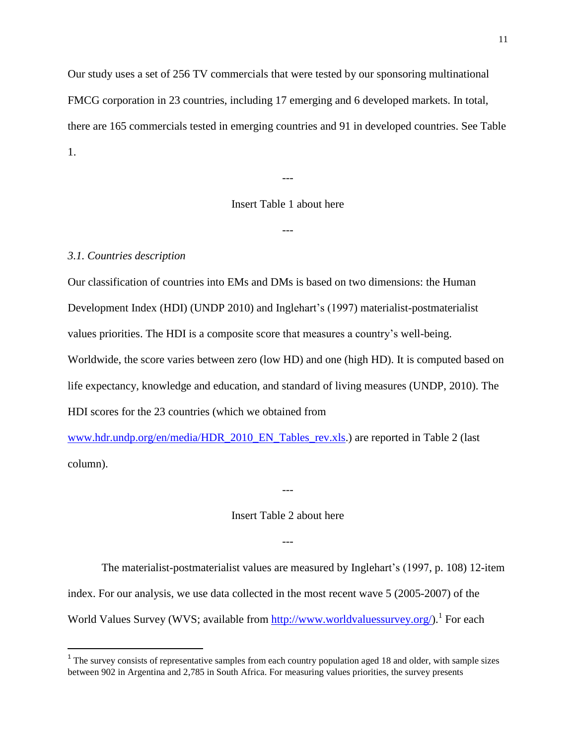Our study uses a set of 256 TV commercials that were tested by our sponsoring multinational FMCG corporation in 23 countries, including 17 emerging and 6 developed markets. In total, there are 165 commercials tested in emerging countries and 91 in developed countries. See Table 1.

---

Insert Table 1 about here

---

*3.1. Countries description*

Our classification of countries into EMs and DMs is based on two dimensions: the Human Development Index (HDI) (UNDP 2010) and Inglehart's (1997) materialist-postmaterialist values priorities. The HDI is a composite score that measures a country's well-being. Worldwide, the score varies between zero (low HD) and one (high HD). It is computed based on life expectancy, knowledge and education, and standard of living measures (UNDP, 2010). The HDI scores for the 23 countries (which we obtained from www.hdr.undp.org/en/media/HDR_2010_EN_Tables_rev.xls.) are reported in Table 2 (last column).

---

Insert Table 2 about here

---

The materialist-postmaterialist values are measured by Inglehart's (1997, p. 108) 12-item index. For our analysis, we use data collected in the most recent wave 5 (2005-2007) of the World Values Survey (WVS; available from http://www.worldvaluessurvey.org/).[1] For each

[1] The survey consists of representative samples from each country population aged 18 and older, with sample sizes between 902 in Argentina and 2,785 in South Africa. For measuring values priorities, the survey presents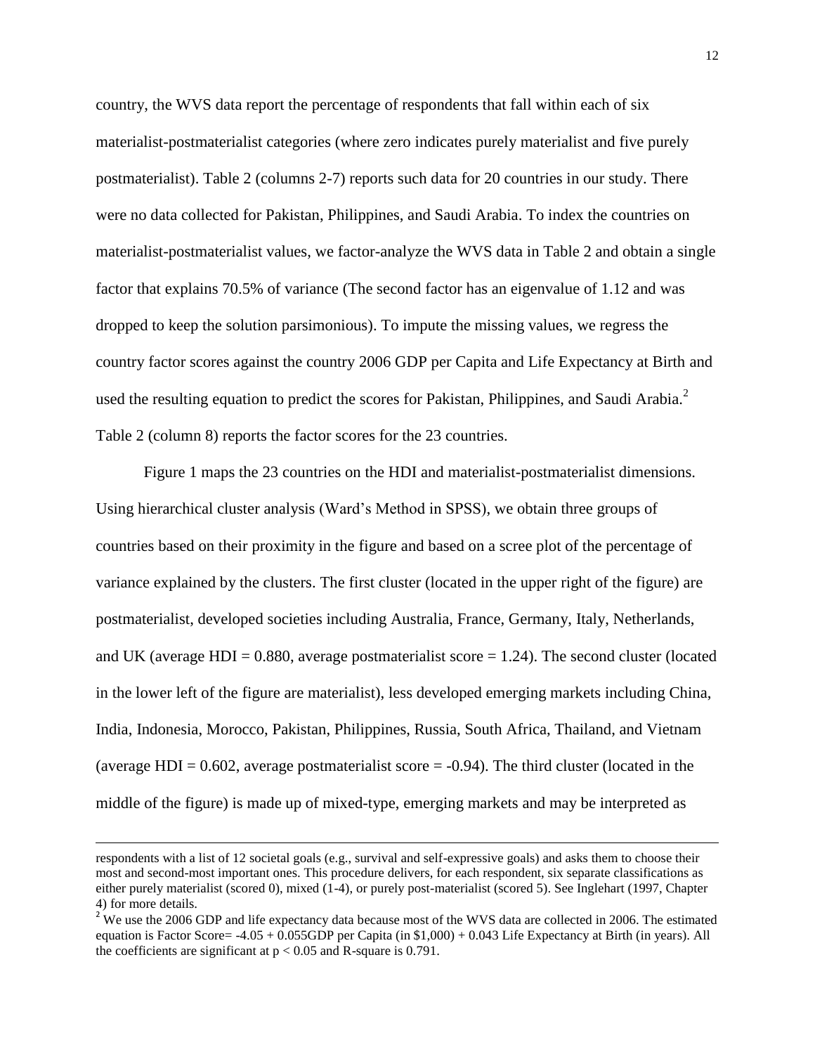country, the WVS data report the percentage of respondents that fall within each of six materialist-postmaterialist categories (where zero indicates purely materialist and five purely postmaterialist). Table 2 (columns 2-7) reports such data for 20 countries in our study. There were no data collected for Pakistan, Philippines, and Saudi Arabia. To index the countries on materialist-postmaterialist values, we factor-analyze the WVS data in Table 2 and obtain a single factor that explains 70.5% of variance (The second factor has an eigenvalue of 1.12 and was dropped to keep the solution parsimonious). To impute the missing values, we regress the country factor scores against the country 2006 GDP per Capita and Life Expectancy at Birth and used the resulting equation to predict the scores for Pakistan, Philippines, and Saudi Arabia.[2] Table 2 (column 8) reports the factor scores for the 23 countries.

Figure 1 maps the 23 countries on the HDI and materialist-postmaterialist dimensions. Using hierarchical cluster analysis (Ward's Method in SPSS), we obtain three groups of countries based on their proximity in the figure and based on a scree plot of the percentage of variance explained by the clusters. The first cluster (located in the upper right of the figure) are postmaterialist, developed societies including Australia, France, Germany, Italy, Netherlands, and UK (average HDI = 0.880, average postmaterialist score = 1.24). The second cluster (located in the lower left of the figure are materialist), less developed emerging markets including China, India, Indonesia, Morocco, Pakistan, Philippines, Russia, South Africa, Thailand, and Vietnam (average HDI = 0.602, average postmaterialist score = -0.94). The third cluster (located in the middle of the figure) is made up of mixed-type, emerging markets and may be interpreted as

---

respondents with a list of 12 societal goals (e.g., survival and self-expressive goals) and asks them to choose their most and second-most important ones. This procedure delivers, for each respondent, six separate classifications as either purely materialist (scored 0), mixed (1-4), or purely post-materialist (scored 5). See Inglehart (1997, Chapter 4) for more details.

[2] We use the 2006 GDP and life expectancy data because most of the WVS data are collected in 2006. The estimated equation is Factor Score= -4.05 + 0.055GDP per Capita (in \$1,000) + 0.043 Life Expectancy at Birth (in years). All the coefficients are significant at $p < 0.05$ and R-square is 0.791.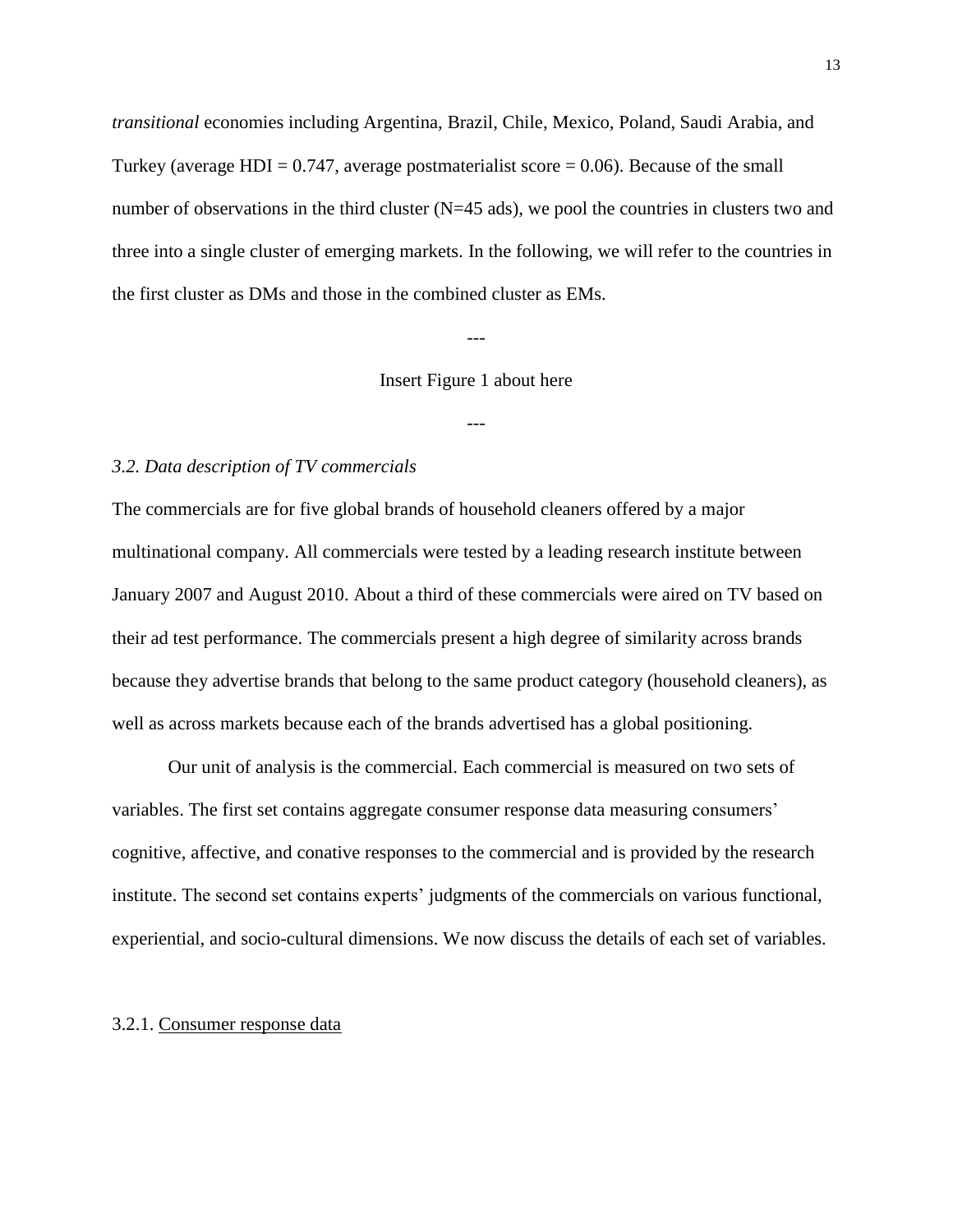*transitional* economies including Argentina, Brazil, Chile, Mexico, Poland, Saudi Arabia, and Turkey (average HDI = 0.747, average postmaterialist score = 0.06). Because of the small number of observations in the third cluster (N=45 ads), we pool the countries in clusters two and three into a single cluster of emerging markets. In the following, we will refer to the countries in the first cluster as DMs and those in the combined cluster as EMs.

---

Insert Figure 1 about here

---

### *3.2. Data description of TV commercials*

The commercials are for five global brands of household cleaners offered by a major multinational company. All commercials were tested by a leading research institute between January 2007 and August 2010. About a third of these commercials were aired on TV based on their ad test performance. The commercials present a high degree of similarity across brands because they advertise brands that belong to the same product category (household cleaners), as well as across markets because each of the brands advertised has a global positioning.

Our unit of analysis is the commercial. Each commercial is measured on two sets of variables. The first set contains aggregate consumer response data measuring consumers' cognitive, affective, and conative responses to the commercial and is provided by the research institute. The second set contains experts' judgments of the commercials on various functional, experiential, and socio-cultural dimensions. We now discuss the details of each set of variables.

#### 3.2.1. Consumer response data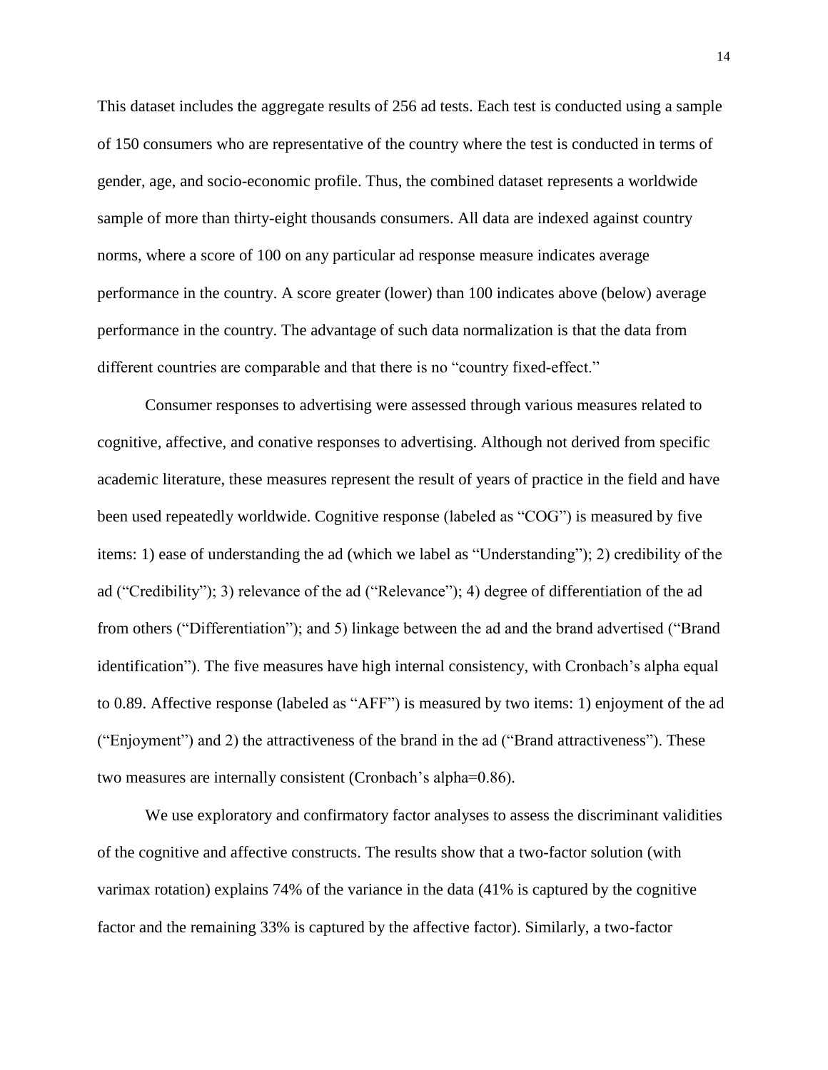This dataset includes the aggregate results of 256 ad tests. Each test is conducted using a sample of 150 consumers who are representative of the country where the test is conducted in terms of gender, age, and socio-economic profile. Thus, the combined dataset represents a worldwide sample of more than thirty-eight thousands consumers. All data are indexed against country norms, where a score of 100 on any particular ad response measure indicates average performance in the country. A score greater (lower) than 100 indicates above (below) average performance in the country. The advantage of such data normalization is that the data from different countries are comparable and that there is no "country fixed-effect."

Consumer responses to advertising were assessed through various measures related to cognitive, affective, and conative responses to advertising. Although not derived from specific academic literature, these measures represent the result of years of practice in the field and have been used repeatedly worldwide. Cognitive response (labeled as "COG") is measured by five items: 1) ease of understanding the ad (which we label as "Understanding"); 2) credibility of the ad ("Credibility"); 3) relevance of the ad ("Relevance"); 4) degree of differentiation of the ad from others ("Differentiation"); and 5) linkage between the ad and the brand advertised ("Brand identification"). The five measures have high internal consistency, with Cronbach's alpha equal to 0.89. Affective response (labeled as "AFF") is measured by two items: 1) enjoyment of the ad ("Enjoyment") and 2) the attractiveness of the brand in the ad ("Brand attractiveness"). These two measures are internally consistent (Cronbach's alpha=0.86).

We use exploratory and confirmatory factor analyses to assess the discriminant validities of the cognitive and affective constructs. The results show that a two-factor solution (with varimax rotation) explains 74% of the variance in the data (41% is captured by the cognitive factor and the remaining 33% is captured by the affective factor). Similarly, a two-factor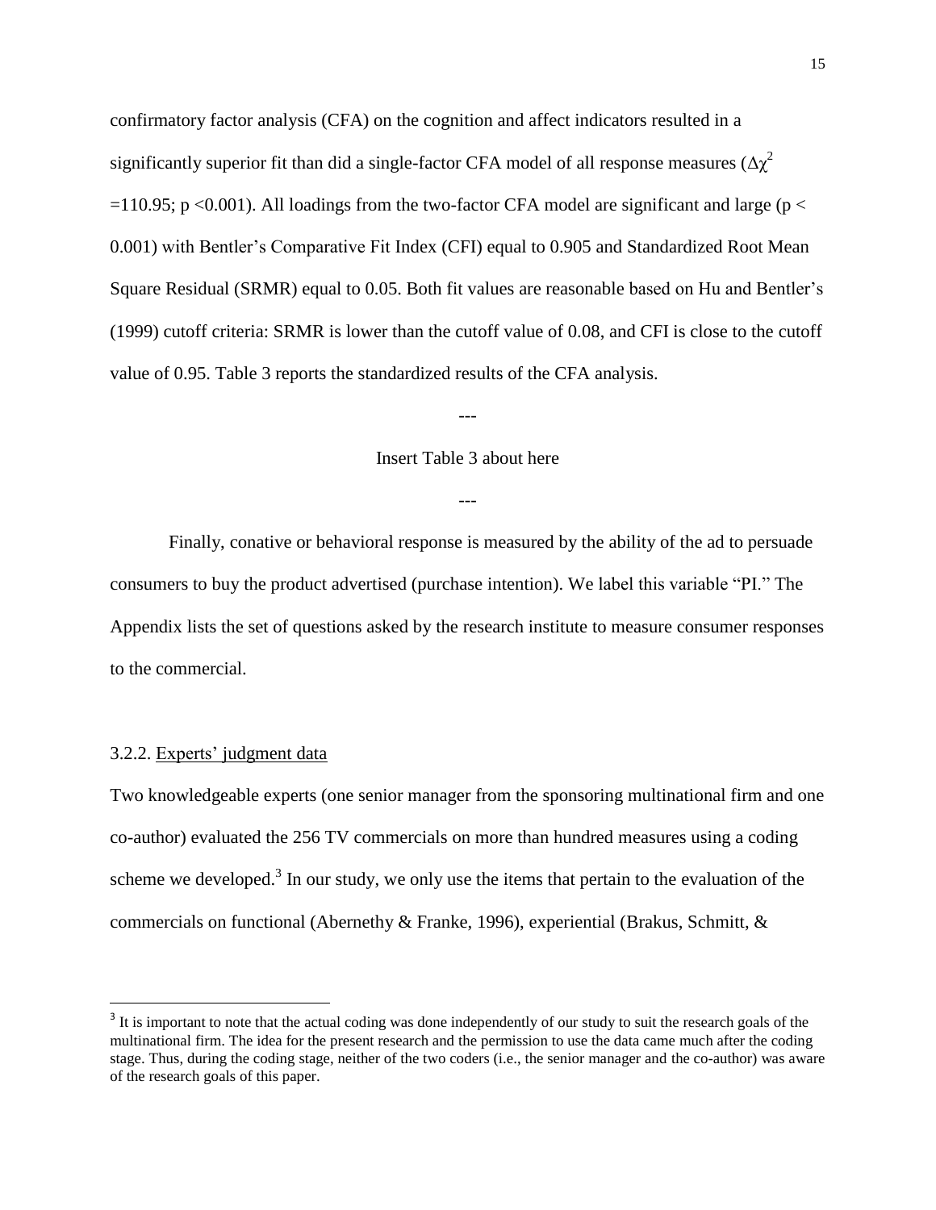confirmatory factor analysis (CFA) on the cognition and affect indicators resulted in a significantly superior fit than did a single-factor CFA model of all response measures ($\Delta\chi^2 = 110.95$; $p < 0.001$). All loadings from the two-factor CFA model are significant and large ($p < 0.001$) with Bentler's Comparative Fit Index (CFI) equal to 0.905 and Standardized Root Mean Square Residual (SRMR) equal to 0.05. Both fit values are reasonable based on Hu and Bentler's (1999) cutoff criteria: SRMR is lower than the cutoff value of 0.08, and CFI is close to the cutoff value of 0.95. Table 3 reports the standardized results of the CFA analysis.

---

Insert Table 3 about here

---

Finally, conative or behavioral response is measured by the ability of the ad to persuade consumers to buy the product advertised (purchase intention). We label this variable "PI." The Appendix lists the set of questions asked by the research institute to measure consumer responses to the commercial.

### 3.2.2. Experts' judgment data

Two knowledgeable experts (one senior manager from the sponsoring multinational firm and one co-author) evaluated the 256 TV commercials on more than hundred measures using a coding scheme we developed.[3] In our study, we only use the items that pertain to the evaluation of the commercials on functional (Abernethy & Franke, 1996), experiential (Brakus, Schmitt, &

[3] It is important to note that the actual coding was done independently of our study to suit the research goals of the multinational firm. The idea for the present research and the permission to use the data came much after the coding stage. Thus, during the coding stage, neither of the two coders (i.e., the senior manager and the co-author) was aware of the research goals of this paper.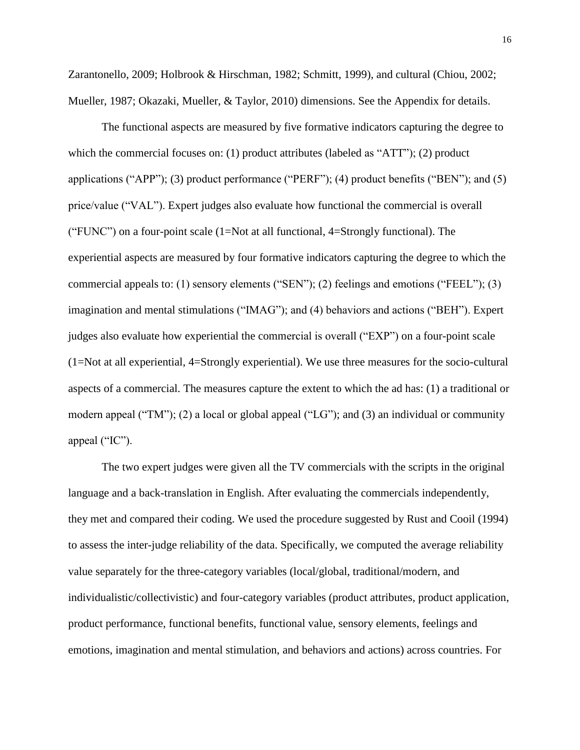Zarantonello, 2009; Holbrook & Hirschman, 1982; Schmitt, 1999), and cultural (Chiou, 2002; Mueller, 1987; Okazaki, Mueller, & Taylor, 2010) dimensions. See the Appendix for details.

The functional aspects are measured by five formative indicators capturing the degree to which the commercial focuses on: (1) product attributes (labeled as "ATT"); (2) product applications ("APP"); (3) product performance ("PERF"); (4) product benefits ("BEN"); and (5) price/value ("VAL"). Expert judges also evaluate how functional the commercial is overall ("FUNC") on a four-point scale (1=Not at all functional, 4=Strongly functional). The experiential aspects are measured by four formative indicators capturing the degree to which the commercial appeals to: (1) sensory elements ("SEN"); (2) feelings and emotions ("FEEL"); (3) imagination and mental stimulations ("IMAG"); and (4) behaviors and actions ("BEH"). Expert judges also evaluate how experiential the commercial is overall ("EXP") on a four-point scale (1=Not at all experiential, 4=Strongly experiential). We use three measures for the socio-cultural aspects of a commercial. The measures capture the extent to which the ad has: (1) a traditional or modern appeal ("TM"); (2) a local or global appeal ("LG"); and (3) an individual or community appeal ("IC").

The two expert judges were given all the TV commercials with the scripts in the original language and a back-translation in English. After evaluating the commercials independently, they met and compared their coding. We used the procedure suggested by Rust and Cooil (1994) to assess the inter-judge reliability of the data. Specifically, we computed the average reliability value separately for the three-category variables (local/global, traditional/modern, and individualistic/collectivistic) and four-category variables (product attributes, product application, product performance, functional benefits, functional value, sensory elements, feelings and emotions, imagination and mental stimulation, and behaviors and actions) across countries. For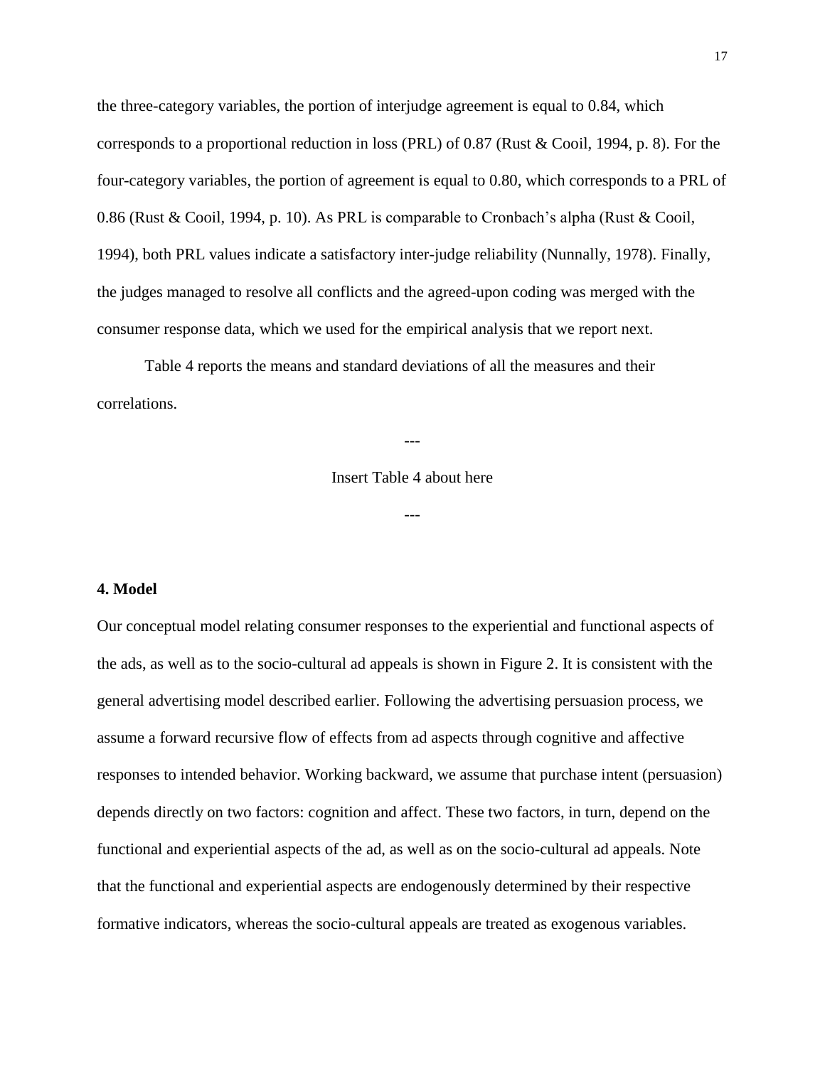the three-category variables, the portion of interjudge agreement is equal to 0.84, which corresponds to a proportional reduction in loss (PRL) of 0.87 (Rust & Cooil, 1994, p. 8). For the four-category variables, the portion of agreement is equal to 0.80, which corresponds to a PRL of 0.86 (Rust & Cooil, 1994, p. 10). As PRL is comparable to Cronbach's alpha (Rust & Cooil, 1994), both PRL values indicate a satisfactory inter-judge reliability (Nunnally, 1978). Finally, the judges managed to resolve all conflicts and the agreed-upon coding was merged with the consumer response data, which we used for the empirical analysis that we report next.

Table 4 reports the means and standard deviations of all the measures and their correlations.

---

Insert Table 4 about here

---

## 4. Model

Our conceptual model relating consumer responses to the experiential and functional aspects of the ads, as well as to the socio-cultural ad appeals is shown in Figure 2. It is consistent with the general advertising model described earlier. Following the advertising persuasion process, we assume a forward recursive flow of effects from ad aspects through cognitive and affective responses to intended behavior. Working backward, we assume that purchase intent (persuasion) depends directly on two factors: cognition and affect. These two factors, in turn, depend on the functional and experiential aspects of the ad, as well as on the socio-cultural ad appeals. Note that the functional and experiential aspects are endogenously determined by their respective formative indicators, whereas the socio-cultural appeals are treated as exogenous variables.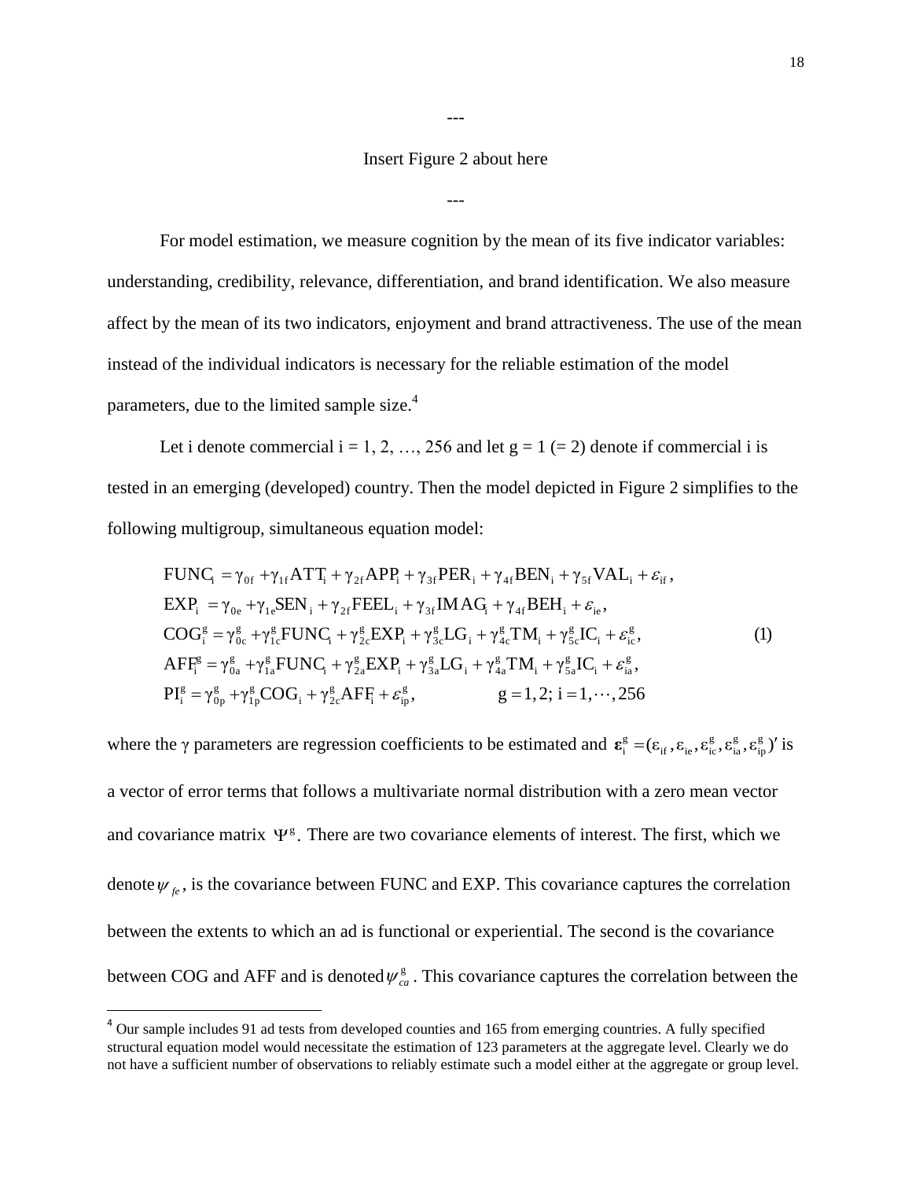---

Insert Figure 2 about here

---

For model estimation, we measure cognition by the mean of its five indicator variables: understanding, credibility, relevance, differentiation, and brand identification. We also measure affect by the mean of its two indicators, enjoyment and brand attractiveness. The use of the mean instead of the individual indicators is necessary for the reliable estimation of the model parameters, due to the limited sample size.[4]

Let i denote commercial i = 1, 2, …, 256 and let g = 1 (= 2) denote if commercial i is tested in an emerging (developed) country. Then the model depicted in Figure 2 simplifies to the following multigroup, simultaneous equation model:

$$
\begin{aligned}
\mathrm{FUNC}_i &= \gamma_{0f} + \gamma_{1f}\mathrm{ATT}_i + \gamma_{2f}\mathrm{APP}_i + \gamma_{3f}\mathrm{PER}_i + \gamma_{4f}\mathrm{BEN}_i + \gamma_{5f}\mathrm{VAL}_i + \varepsilon_{if}, \\
\mathrm{EXP}_i &= \gamma_{0e} + \gamma_{1e}\mathrm{SEN}_i + \gamma_{2f}\mathrm{FEEL}_i + \gamma_{3f}\mathrm{IMAG}_i + \gamma_{4f}\mathrm{BEH}_i + \varepsilon_{ie}, \\
\mathrm{COG}_i^g &= \gamma_{0c}^g + \gamma_{1c}^g\mathrm{FUNC}_i + \gamma_{2c}^g\mathrm{EXP}_i + \gamma_{3c}^g\mathrm{LG}_i + \gamma_{4c}^g\mathrm{TM}_i + \gamma_{5c}^g\mathrm{IC}_i + \varepsilon_{ic}^g, \\
\mathrm{AFF}_i^g &= \gamma_{0a}^g + \gamma_{1a}^g\mathrm{FUNC}_i + \gamma_{2a}^g\mathrm{EXP}_i + \gamma_{3a}^g\mathrm{LG}_i + \gamma_{4a}^g\mathrm{TM}_i + \gamma_{5a}^g\mathrm{IC}_i + \varepsilon_{ia}^g, \\
\mathrm{PI}_i^g &= \gamma_{0p}^g + \gamma_{1p}^g\mathrm{COG}_i + \gamma_{2c}^g\mathrm{AFF}_i + \varepsilon_{ip}^g, \qquad\qquad g = 1, 2;\ i = 1, \cdots, 256
\end{aligned} \tag{1}
$$

where the $\gamma$ parameters are regression coefficients to be estimated and $\boldsymbol{\varepsilon}_i^g = (\varepsilon_{if}, \varepsilon_{ie}, \varepsilon_{ic}^g, \varepsilon_{ia}^g, \varepsilon_{ip}^g)'$ is a vector of error terms that follows a multivariate normal distribution with a zero mean vector and covariance matrix $\Psi^g$. There are two covariance elements of interest. The first, which we denote $\psi_{fe}$, is the covariance between FUNC and EXP. This covariance captures the correlation between the extents to which an ad is functional or experiential. The second is the covariance between COG and AFF and is denoted $\psi_{ca}^g$. This covariance captures the correlation between the

[4] Our sample includes 91 ad tests from developed counties and 165 from emerging countries. A fully specified structural equation model would necessitate the estimation of 123 parameters at the aggregate level. Clearly we do not have a sufficient number of observations to reliably estimate such a model either at the aggregate or group level.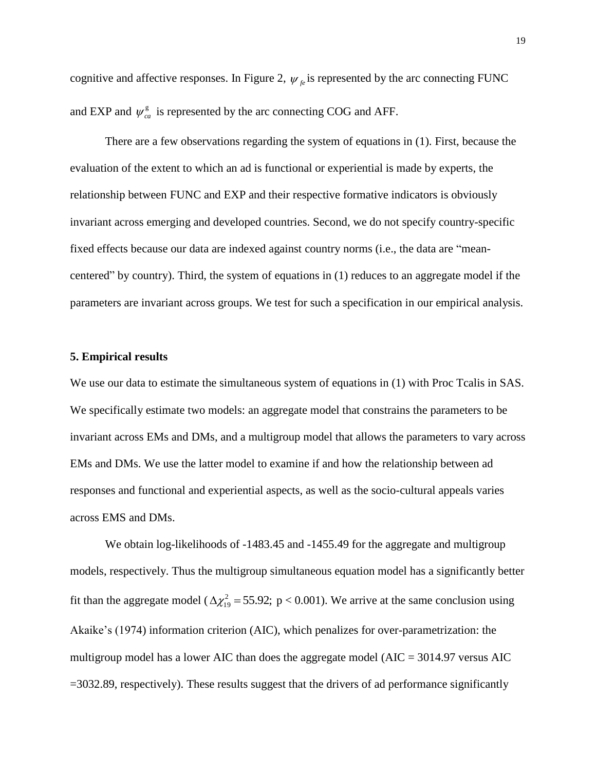cognitive and affective responses. In Figure 2, $\psi_{fe}$ is represented by the arc connecting FUNC and EXP and $\psi_{ca}^{g}$ is represented by the arc connecting COG and AFF.

There are a few observations regarding the system of equations in (1). First, because the evaluation of the extent to which an ad is functional or experiential is made by experts, the relationship between FUNC and EXP and their respective formative indicators is obviously invariant across emerging and developed countries. Second, we do not specify country-specific fixed effects because our data are indexed against country norms (i.e., the data are "mean-centered" by country). Third, the system of equations in (1) reduces to an aggregate model if the parameters are invariant across groups. We test for such a specification in our empirical analysis.

## 5. Empirical results

We use our data to estimate the simultaneous system of equations in (1) with Proc Tcalis in SAS. We specifically estimate two models: an aggregate model that constrains the parameters to be invariant across EMs and DMs, and a multigroup model that allows the parameters to vary across EMs and DMs. We use the latter model to examine if and how the relationship between ad responses and functional and experiential aspects, as well as the socio-cultural appeals varies across EMS and DMs.

We obtain log-likelihoods of -1483.45 and -1455.49 for the aggregate and multigroup models, respectively. Thus the multigroup simultaneous equation model has a significantly better fit than the aggregate model ($\Delta\chi^2_{19} = 55.92$; $p < 0.001$). We arrive at the same conclusion using Akaike's (1974) information criterion (AIC), which penalizes for over-parametrization: the multigroup model has a lower AIC than does the aggregate model (AIC = 3014.97 versus AIC =3032.89, respectively). These results suggest that the drivers of ad performance significantly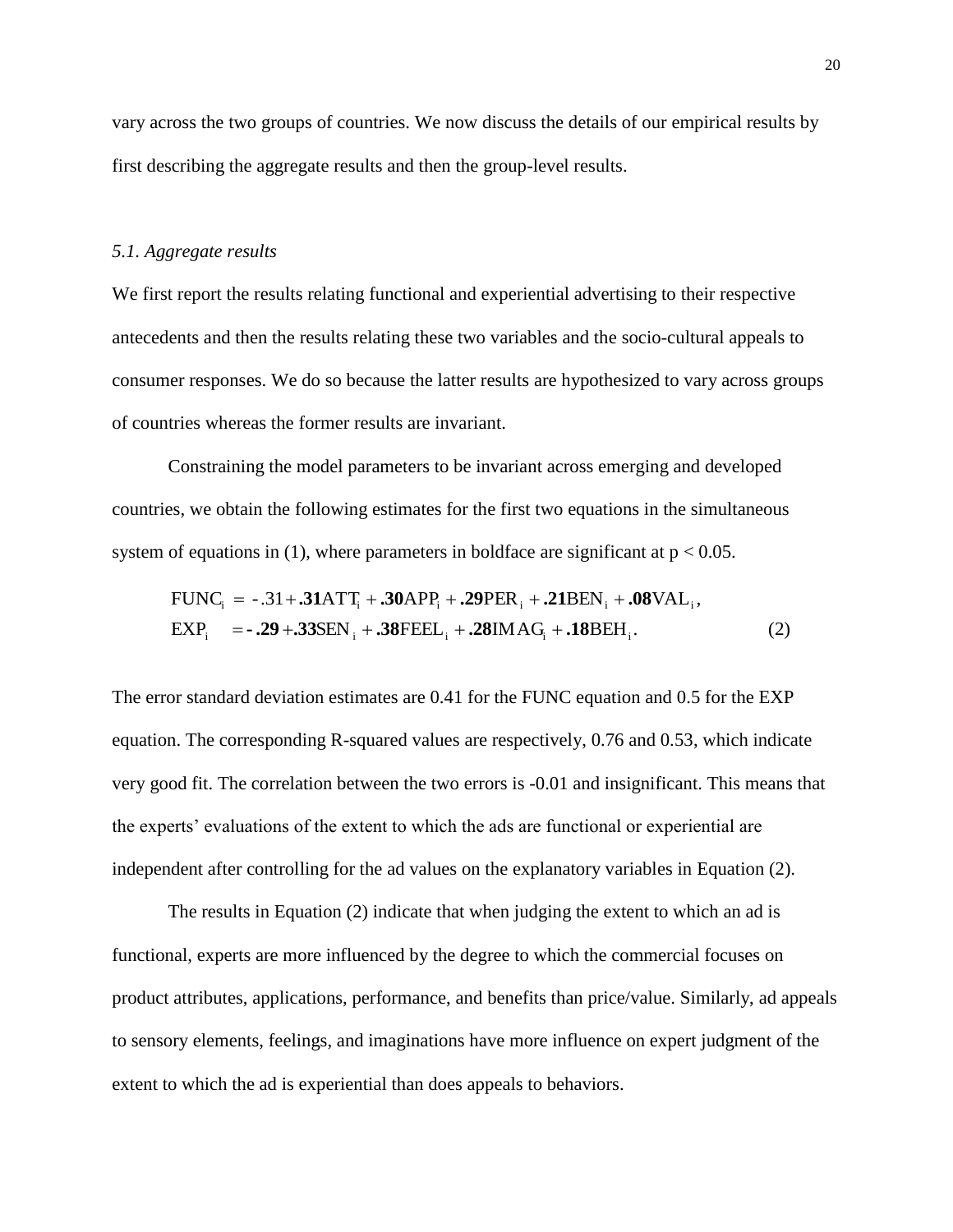vary across the two groups of countries. We now discuss the details of our empirical results by first describing the aggregate results and then the group-level results.

### *5.1. Aggregate results*

We first report the results relating functional and experiential advertising to their respective antecedents and then the results relating these two variables and the socio-cultural appeals to consumer responses. We do so because the latter results are hypothesized to vary across groups of countries whereas the former results are invariant.

Constraining the model parameters to be invariant across emerging and developed countries, we obtain the following estimates for the first two equations in the simultaneous system of equations in (1), where parameters in boldface are significant at $p < 0.05$.

$$
\begin{aligned}
\text{FUNC}_i &= -.31 + \mathbf{.31}\text{ATT}_i + \mathbf{.30}\text{APP}_i + \mathbf{.29}\text{PER}_i + \mathbf{.21}\text{BEN}_i + \mathbf{.08}\text{VAL}_i, \\
\text{EXP}_i &= \mathbf{-.29} + \mathbf{.33}\text{SEN}_i + \mathbf{.38}\text{FEEL}_i + \mathbf{.28}\text{IMAG}_i + \mathbf{.18}\text{BEH}_i.
\end{aligned} \tag{2}
$$

The error standard deviation estimates are 0.41 for the FUNC equation and 0.5 for the EXP equation. The corresponding R-squared values are respectively, 0.76 and 0.53, which indicate very good fit. The correlation between the two errors is -0.01 and insignificant. This means that the experts' evaluations of the extent to which the ads are functional or experiential are independent after controlling for the ad values on the explanatory variables in Equation (2).

The results in Equation (2) indicate that when judging the extent to which an ad is functional, experts are more influenced by the degree to which the commercial focuses on product attributes, applications, performance, and benefits than price/value. Similarly, ad appeals to sensory elements, feelings, and imaginations have more influence on expert judgment of the extent to which the ad is experiential than does appeals to behaviors.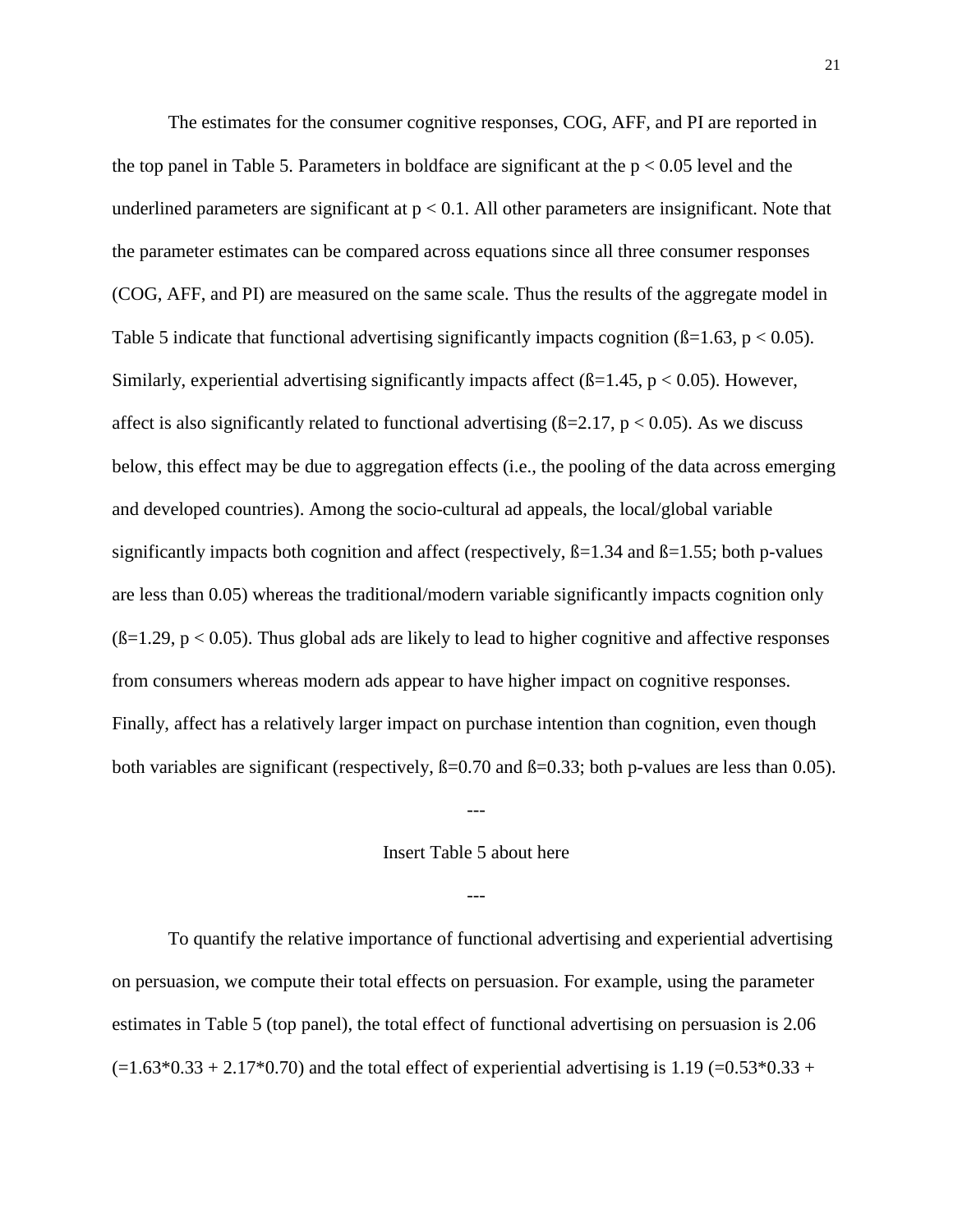The estimates for the consumer cognitive responses, COG, AFF, and PI are reported in the top panel in Table 5. Parameters in boldface are significant at the $p < 0.05$ level and the underlined parameters are significant at $p < 0.1$. All other parameters are insignificant. Note that the parameter estimates can be compared across equations since all three consumer responses (COG, AFF, and PI) are measured on the same scale. Thus the results of the aggregate model in Table 5 indicate that functional advertising significantly impacts cognition (ß=1.63, $p < 0.05$). Similarly, experiential advertising significantly impacts affect (ß=1.45, $p < 0.05$). However, affect is also significantly related to functional advertising (ß=2.17, $p < 0.05$). As we discuss below, this effect may be due to aggregation effects (i.e., the pooling of the data across emerging and developed countries). Among the socio-cultural ad appeals, the local/global variable significantly impacts both cognition and affect (respectively, ß=1.34 and ß=1.55; both p-values are less than 0.05) whereas the traditional/modern variable significantly impacts cognition only (ß=1.29, $p < 0.05$). Thus global ads are likely to lead to higher cognitive and affective responses from consumers whereas modern ads appear to have higher impact on cognitive responses. Finally, affect has a relatively larger impact on purchase intention than cognition, even though both variables are significant (respectively, ß=0.70 and ß=0.33; both p-values are less than 0.05).

---

Insert Table 5 about here

---

To quantify the relative importance of functional advertising and experiential advertising on persuasion, we compute their total effects on persuasion. For example, using the parameter estimates in Table 5 (top panel), the total effect of functional advertising on persuasion is 2.06 (=1.63*0.33 + 2.17*0.70) and the total effect of experiential advertising is 1.19 (=0.53*0.33 +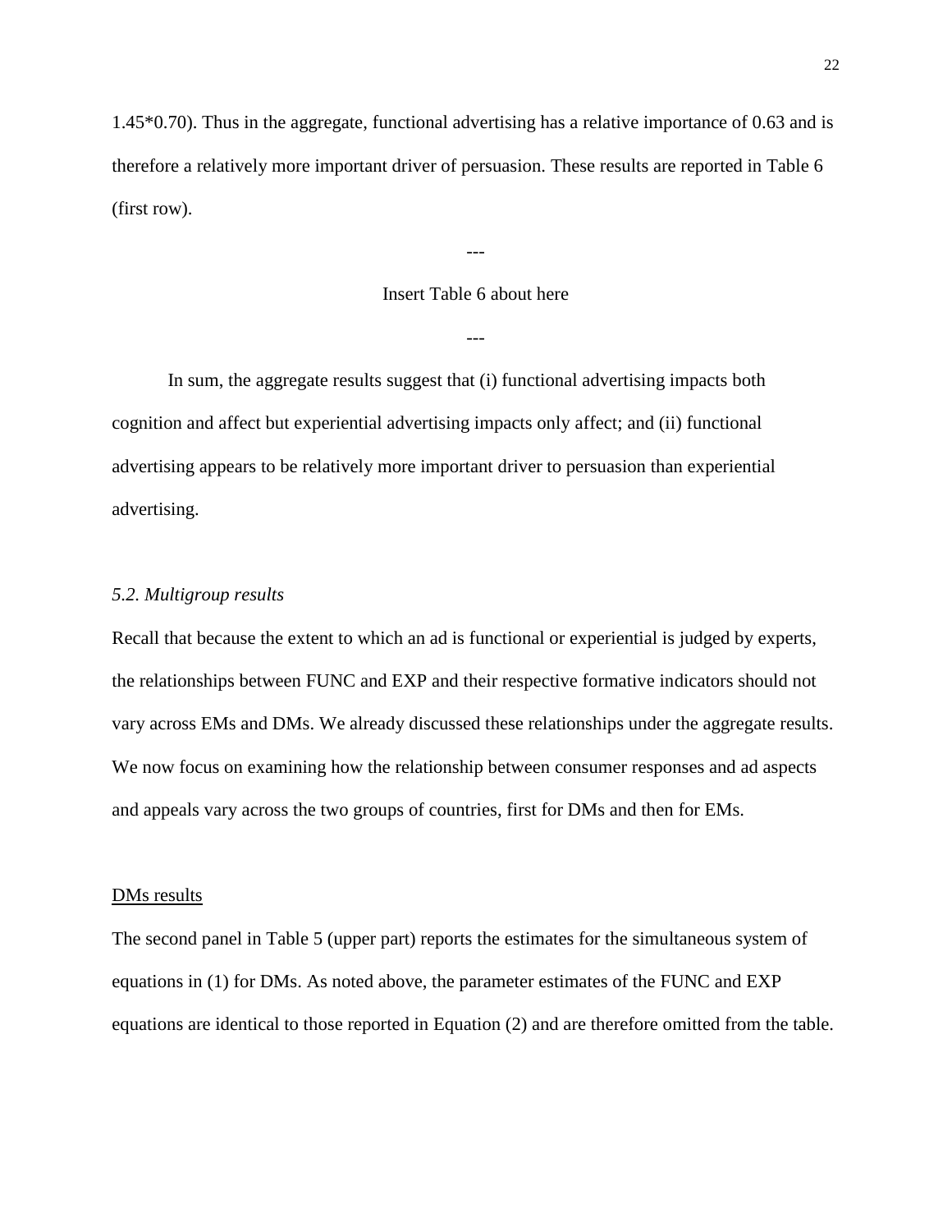1.45*0.70). Thus in the aggregate, functional advertising has a relative importance of 0.63 and is therefore a relatively more important driver of persuasion. These results are reported in Table 6 (first row).

---

Insert Table 6 about here

---

In sum, the aggregate results suggest that (i) functional advertising impacts both cognition and affect but experiential advertising impacts only affect; and (ii) functional advertising appears to be relatively more important driver to persuasion than experiential advertising.

### *5.2. Multigroup results*

Recall that because the extent to which an ad is functional or experiential is judged by experts, the relationships between FUNC and EXP and their respective formative indicators should not vary across EMs and DMs. We already discussed these relationships under the aggregate results. We now focus on examining how the relationship between consumer responses and ad aspects and appeals vary across the two groups of countries, first for DMs and then for EMs.

#### DMs results

The second panel in Table 5 (upper part) reports the estimates for the simultaneous system of equations in (1) for DMs. As noted above, the parameter estimates of the FUNC and EXP equations are identical to those reported in Equation (2) and are therefore omitted from the table.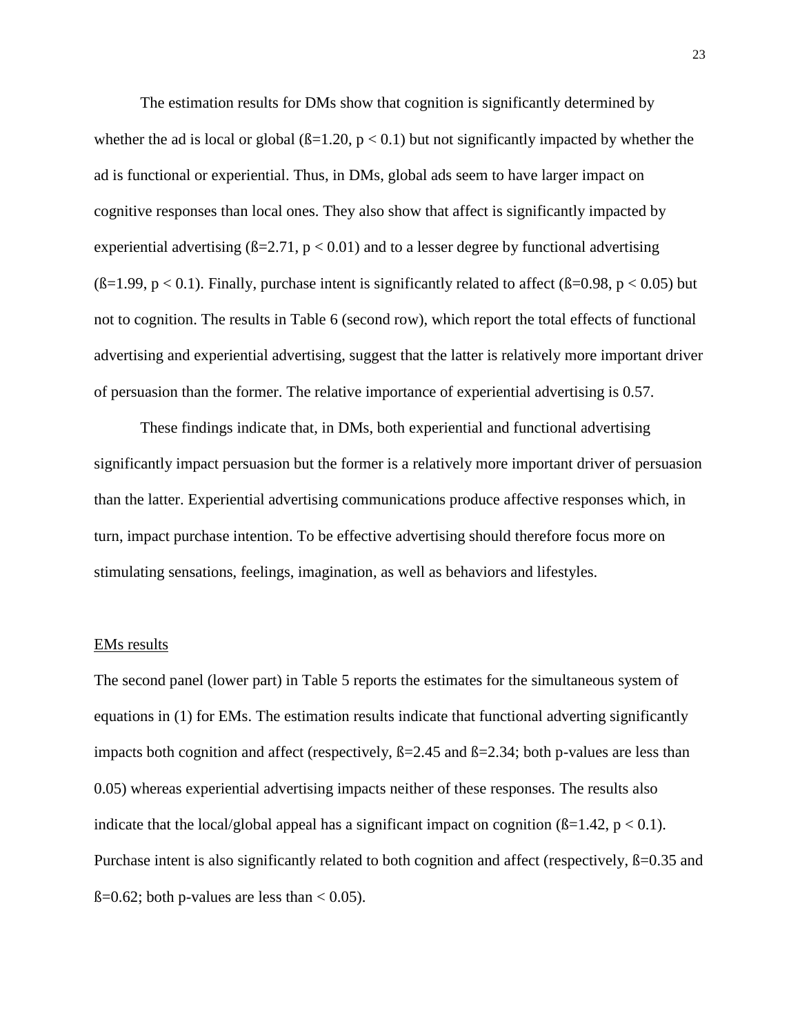The estimation results for DMs show that cognition is significantly determined by whether the ad is local or global (ß=1.20, $p < 0.1$) but not significantly impacted by whether the ad is functional or experiential. Thus, in DMs, global ads seem to have larger impact on cognitive responses than local ones. They also show that affect is significantly impacted by experiential advertising (ß=2.71, $p < 0.01$) and to a lesser degree by functional advertising (ß=1.99, $p < 0.1$). Finally, purchase intent is significantly related to affect (ß=0.98, $p < 0.05$) but not to cognition. The results in Table 6 (second row), which report the total effects of functional advertising and experiential advertising, suggest that the latter is relatively more important driver of persuasion than the former. The relative importance of experiential advertising is 0.57.

These findings indicate that, in DMs, both experiential and functional advertising significantly impact persuasion but the former is a relatively more important driver of persuasion than the latter. Experiential advertising communications produce affective responses which, in turn, impact purchase intention. To be effective advertising should therefore focus more on stimulating sensations, feelings, imagination, as well as behaviors and lifestyles.

<u>EMs results</u>

The second panel (lower part) in Table 5 reports the estimates for the simultaneous system of equations in (1) for EMs. The estimation results indicate that functional adverting significantly impacts both cognition and affect (respectively, ß=2.45 and ß=2.34; both p-values are less than 0.05) whereas experiential advertising impacts neither of these responses. The results also indicate that the local/global appeal has a significant impact on cognition (ß=1.42, $p < 0.1$). Purchase intent is also significantly related to both cognition and affect (respectively, ß=0.35 and ß=0.62; both p-values are less than $< 0.05$).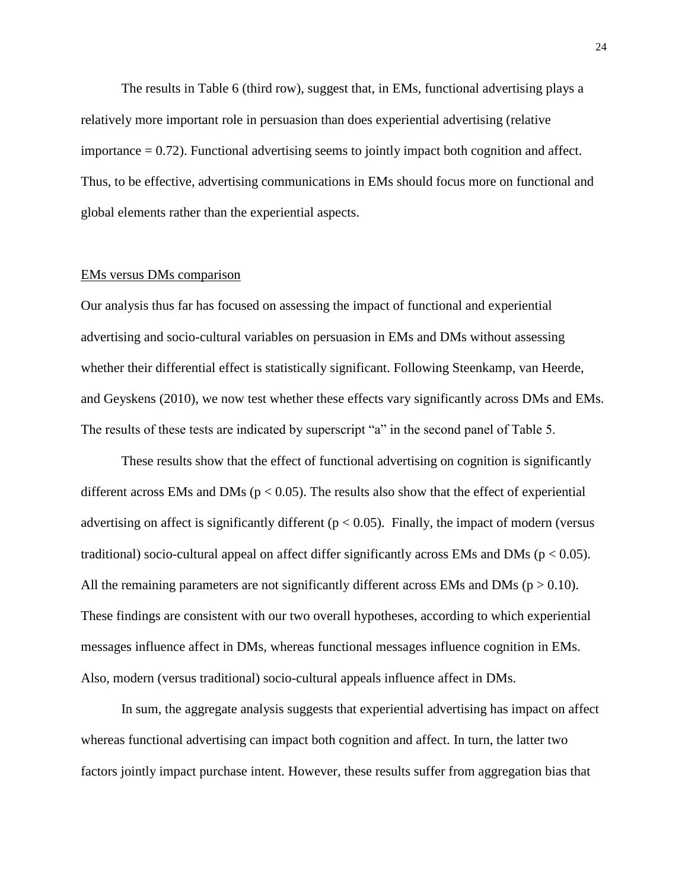The results in Table 6 (third row), suggest that, in EMs, functional advertising plays a relatively more important role in persuasion than does experiential advertising (relative importance = 0.72). Functional advertising seems to jointly impact both cognition and affect. Thus, to be effective, advertising communications in EMs should focus more on functional and global elements rather than the experiential aspects.

EMs versus DMs comparison

Our analysis thus far has focused on assessing the impact of functional and experiential advertising and socio-cultural variables on persuasion in EMs and DMs without assessing whether their differential effect is statistically significant. Following Steenkamp, van Heerde, and Geyskens (2010), we now test whether these effects vary significantly across DMs and EMs. The results of these tests are indicated by superscript "a" in the second panel of Table 5.

These results show that the effect of functional advertising on cognition is significantly different across EMs and DMs ($p < 0.05$). The results also show that the effect of experiential advertising on affect is significantly different ($p < 0.05$). Finally, the impact of modern (versus traditional) socio-cultural appeal on affect differ significantly across EMs and DMs ($p < 0.05$). All the remaining parameters are not significantly different across EMs and DMs ($p > 0.10$). These findings are consistent with our two overall hypotheses, according to which experiential messages influence affect in DMs, whereas functional messages influence cognition in EMs. Also, modern (versus traditional) socio-cultural appeals influence affect in DMs.

In sum, the aggregate analysis suggests that experiential advertising has impact on affect whereas functional advertising can impact both cognition and affect. In turn, the latter two factors jointly impact purchase intent. However, these results suffer from aggregation bias that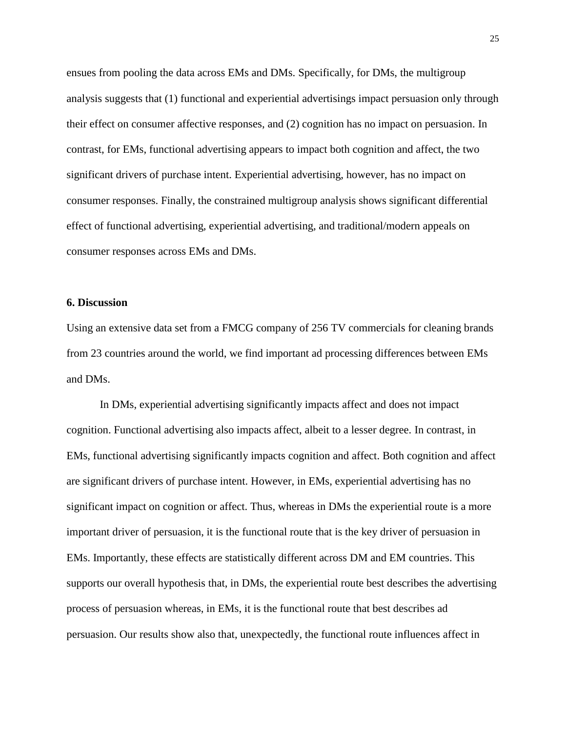ensues from pooling the data across EMs and DMs. Specifically, for DMs, the multigroup analysis suggests that (1) functional and experiential advertisings impact persuasion only through their effect on consumer affective responses, and (2) cognition has no impact on persuasion. In contrast, for EMs, functional advertising appears to impact both cognition and affect, the two significant drivers of purchase intent. Experiential advertising, however, has no impact on consumer responses. Finally, the constrained multigroup analysis shows significant differential effect of functional advertising, experiential advertising, and traditional/modern appeals on consumer responses across EMs and DMs.

## 6. Discussion

Using an extensive data set from a FMCG company of 256 TV commercials for cleaning brands from 23 countries around the world, we find important ad processing differences between EMs and DMs.

In DMs, experiential advertising significantly impacts affect and does not impact cognition. Functional advertising also impacts affect, albeit to a lesser degree. In contrast, in EMs, functional advertising significantly impacts cognition and affect. Both cognition and affect are significant drivers of purchase intent. However, in EMs, experiential advertising has no significant impact on cognition or affect. Thus, whereas in DMs the experiential route is a more important driver of persuasion, it is the functional route that is the key driver of persuasion in EMs. Importantly, these effects are statistically different across DM and EM countries. This supports our overall hypothesis that, in DMs, the experiential route best describes the advertising process of persuasion whereas, in EMs, it is the functional route that best describes ad persuasion. Our results show also that, unexpectedly, the functional route influences affect in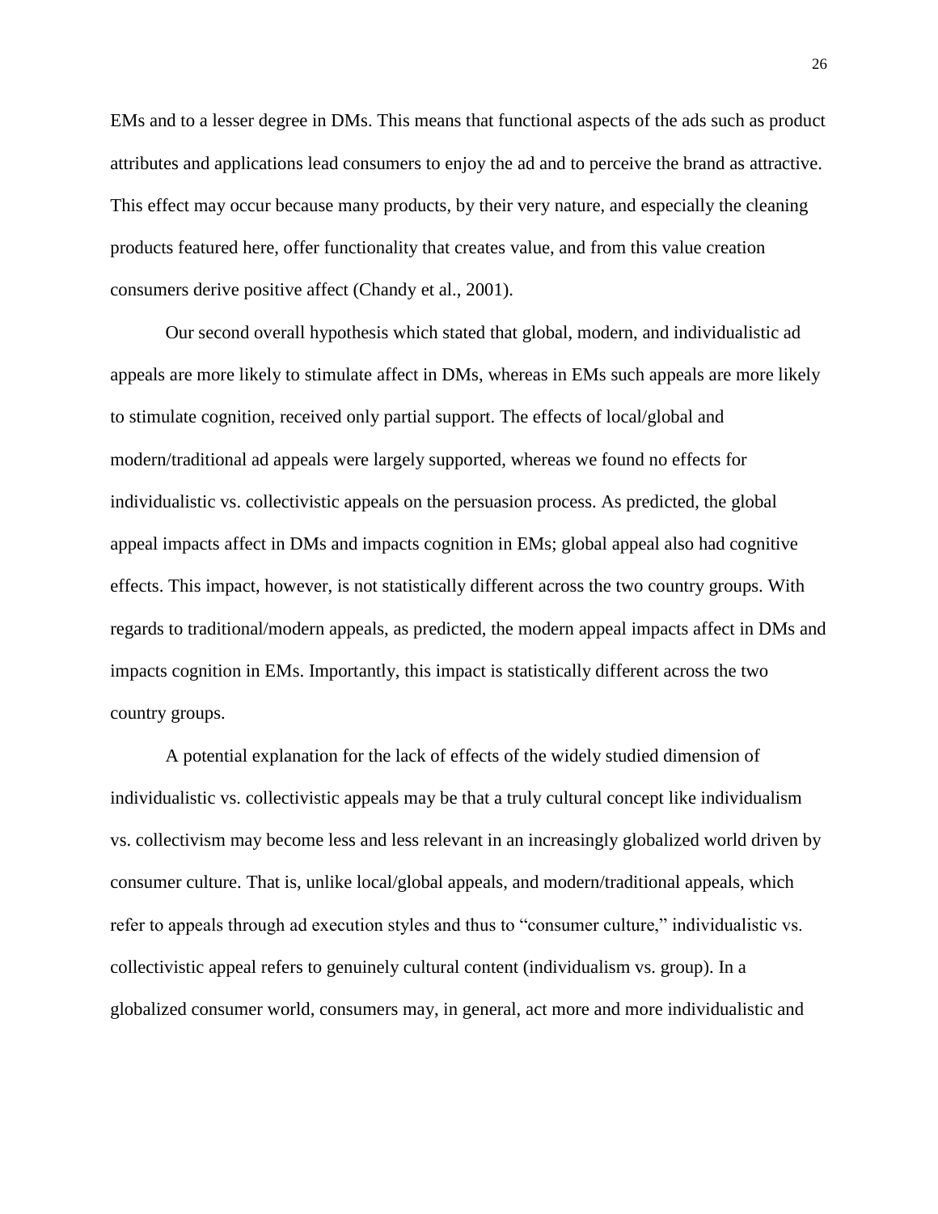EMs and to a lesser degree in DMs. This means that functional aspects of the ads such as product attributes and applications lead consumers to enjoy the ad and to perceive the brand as attractive. This effect may occur because many products, by their very nature, and especially the cleaning products featured here, offer functionality that creates value, and from this value creation consumers derive positive affect (Chandy et al., 2001).

Our second overall hypothesis which stated that global, modern, and individualistic ad appeals are more likely to stimulate affect in DMs, whereas in EMs such appeals are more likely to stimulate cognition, received only partial support. The effects of local/global and modern/traditional ad appeals were largely supported, whereas we found no effects for individualistic vs. collectivistic appeals on the persuasion process. As predicted, the global appeal impacts affect in DMs and impacts cognition in EMs; global appeal also had cognitive effects. This impact, however, is not statistically different across the two country groups. With regards to traditional/modern appeals, as predicted, the modern appeal impacts affect in DMs and impacts cognition in EMs. Importantly, this impact is statistically different across the two country groups.

A potential explanation for the lack of effects of the widely studied dimension of individualistic vs. collectivistic appeals may be that a truly cultural concept like individualism vs. collectivism may become less and less relevant in an increasingly globalized world driven by consumer culture. That is, unlike local/global appeals, and modern/traditional appeals, which refer to appeals through ad execution styles and thus to "consumer culture," individualistic vs. collectivistic appeal refers to genuinely cultural content (individualism vs. group). In a globalized consumer world, consumers may, in general, act more and more individualistic and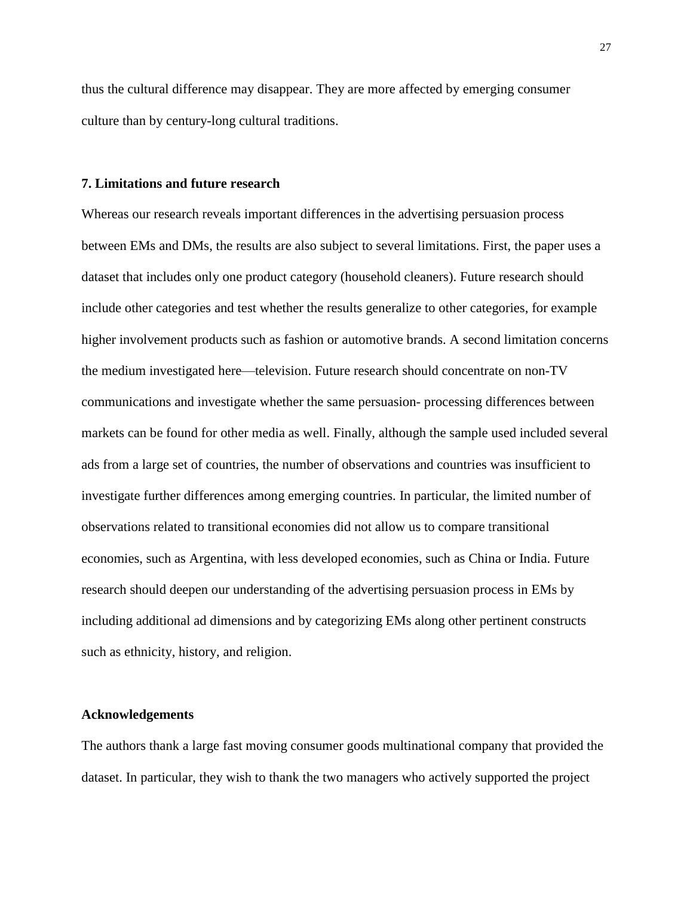thus the cultural difference may disappear. They are more affected by emerging consumer culture than by century-long cultural traditions.

## 7. Limitations and future research

Whereas our research reveals important differences in the advertising persuasion process between EMs and DMs, the results are also subject to several limitations. First, the paper uses a dataset that includes only one product category (household cleaners). Future research should include other categories and test whether the results generalize to other categories, for example higher involvement products such as fashion or automotive brands. A second limitation concerns the medium investigated here—television. Future research should concentrate on non-TV communications and investigate whether the same persuasion- processing differences between markets can be found for other media as well. Finally, although the sample used included several ads from a large set of countries, the number of observations and countries was insufficient to investigate further differences among emerging countries. In particular, the limited number of observations related to transitional economies did not allow us to compare transitional economies, such as Argentina, with less developed economies, such as China or India. Future research should deepen our understanding of the advertising persuasion process in EMs by including additional ad dimensions and by categorizing EMs along other pertinent constructs such as ethnicity, history, and religion.

## Acknowledgements

The authors thank a large fast moving consumer goods multinational company that provided the dataset. In particular, they wish to thank the two managers who actively supported the project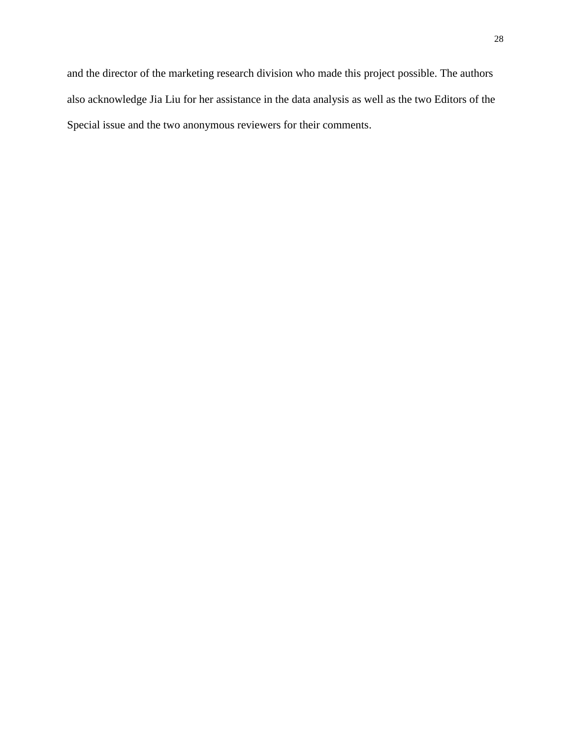and the director of the marketing research division who made this project possible. The authors also acknowledge Jia Liu for her assistance in the data analysis as well as the two Editors of the Special issue and the two anonymous reviewers for their comments.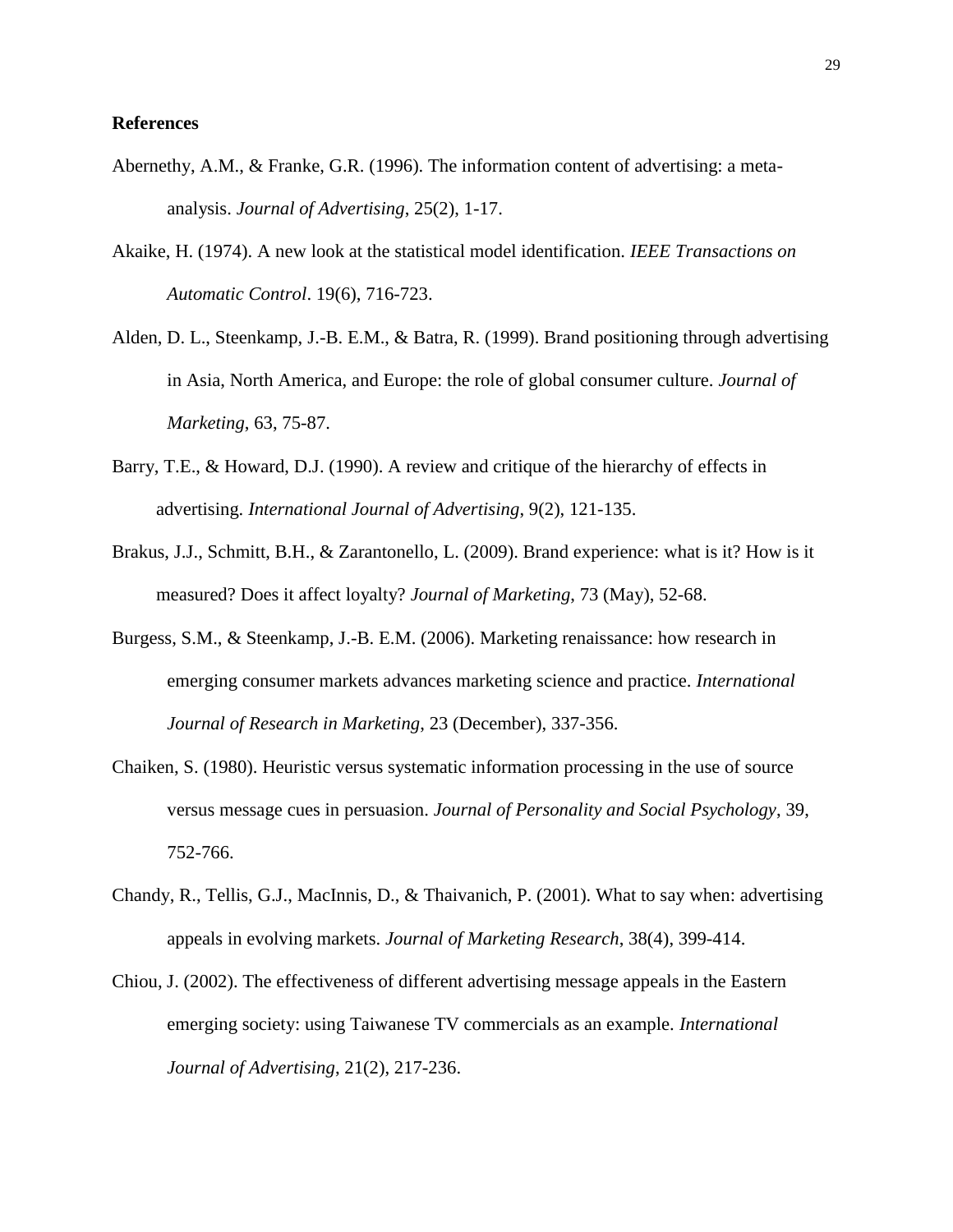**References**

Abernethy, A.M., & Franke, G.R. (1996). The information content of advertising: a meta-analysis. *Journal of Advertising*, 25(2), 1-17.

Akaike, H. (1974). A new look at the statistical model identification. *IEEE Transactions on Automatic Control*. 19(6), 716-723.

Alden, D. L., Steenkamp, J.-B. E.M., & Batra, R. (1999). Brand positioning through advertising in Asia, North America, and Europe: the role of global consumer culture. *Journal of Marketing*, 63, 75-87.

Barry, T.E., & Howard, D.J. (1990). A review and critique of the hierarchy of effects in advertising. *International Journal of Advertising*, 9(2), 121-135.

Brakus, J.J., Schmitt, B.H., & Zarantonello, L. (2009). Brand experience: what is it? How is it measured? Does it affect loyalty? *Journal of Marketing*, 73 (May), 52-68.

Burgess, S.M., & Steenkamp, J.-B. E.M. (2006). Marketing renaissance: how research in emerging consumer markets advances marketing science and practice. *International Journal of Research in Marketing*, 23 (December), 337-356.

Chaiken, S. (1980). Heuristic versus systematic information processing in the use of source versus message cues in persuasion. *Journal of Personality and Social Psychology*, 39, 752-766.

Chandy, R., Tellis, G.J., MacInnis, D., & Thaivanich, P. (2001). What to say when: advertising appeals in evolving markets. *Journal of Marketing Research*, 38(4), 399-414.

Chiou, J. (2002). The effectiveness of different advertising message appeals in the Eastern emerging society: using Taiwanese TV commercials as an example. *International Journal of Advertising*, 21(2), 217-236.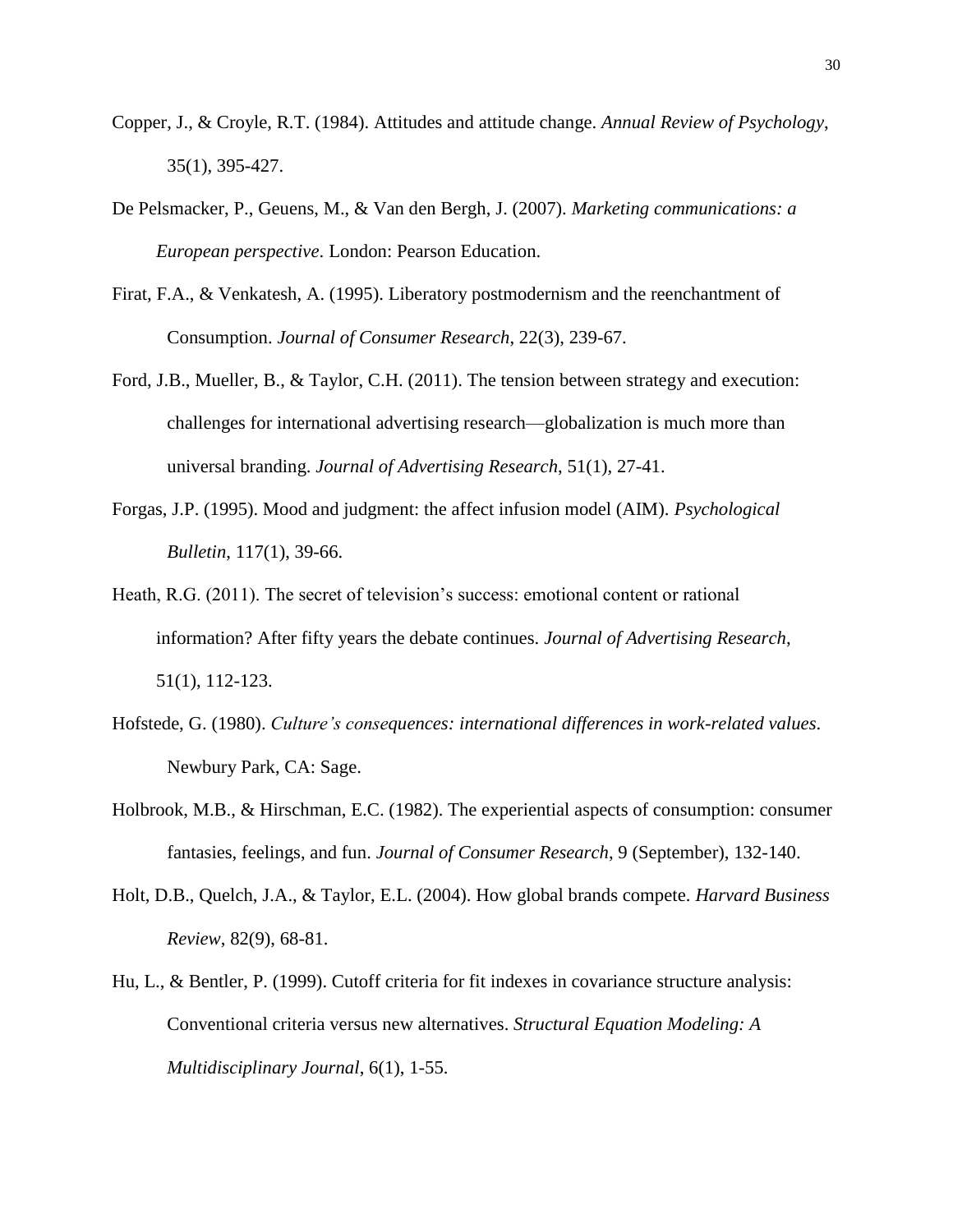Copper, J., & Croyle, R.T. (1984). Attitudes and attitude change. *Annual Review of Psychology*, 35(1), 395-427.

De Pelsmacker, P., Geuens, M., & Van den Bergh, J. (2007). *Marketing communications: a European perspective*. London: Pearson Education.

Firat, F.A., & Venkatesh, A. (1995). Liberatory postmodernism and the reenchantment of Consumption. *Journal of Consumer Research*, 22(3), 239-67.

Ford, J.B., Mueller, B., & Taylor, C.H. (2011). The tension between strategy and execution: challenges for international advertising research—globalization is much more than universal branding. *Journal of Advertising Research*, 51(1), 27-41.

Forgas, J.P. (1995). Mood and judgment: the affect infusion model (AIM). *Psychological Bulletin*, 117(1), 39-66.

Heath, R.G. (2011). The secret of television's success: emotional content or rational information? After fifty years the debate continues. *Journal of Advertising Research*, 51(1), 112-123.

Hofstede, G. (1980). *Culture's consequences: international differences in work-related values*. Newbury Park, CA: Sage.

Holbrook, M.B., & Hirschman, E.C. (1982). The experiential aspects of consumption: consumer fantasies, feelings, and fun. *Journal of Consumer Research*, 9 (September), 132-140.

Holt, D.B., Quelch, J.A., & Taylor, E.L. (2004). How global brands compete. *Harvard Business Review*, 82(9), 68-81.

Hu, L., & Bentler, P. (1999). Cutoff criteria for fit indexes in covariance structure analysis: Conventional criteria versus new alternatives. *Structural Equation Modeling: A Multidisciplinary Journal*, 6(1), 1-55.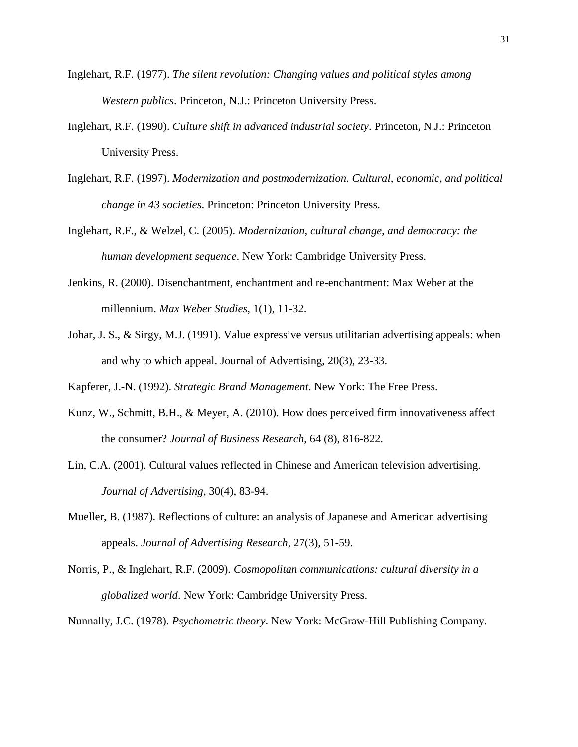Inglehart, R.F. (1977). *The silent revolution: Changing values and political styles among Western publics*. Princeton, N.J.: Princeton University Press.

Inglehart, R.F. (1990). *Culture shift in advanced industrial society*. Princeton, N.J.: Princeton University Press.

Inglehart, R.F. (1997). *Modernization and postmodernization. Cultural, economic, and political change in 43 societies*. Princeton: Princeton University Press.

Inglehart, R.F., & Welzel, C. (2005). *Modernization, cultural change, and democracy: the human development sequence*. New York: Cambridge University Press.

Jenkins, R. (2000). Disenchantment, enchantment and re-enchantment: Max Weber at the millennium. *Max Weber Studies*, 1(1), 11-32.

Johar, J. S., & Sirgy, M.J. (1991). Value expressive versus utilitarian advertising appeals: when and why to which appeal. Journal of Advertising, 20(3), 23-33.

Kapferer, J.-N. (1992). *Strategic Brand Management*. New York: The Free Press.

Kunz, W., Schmitt, B.H., & Meyer, A. (2010). How does perceived firm innovativeness affect the consumer? *Journal of Business Research*, 64 (8), 816-822.

Lin, C.A. (2001). Cultural values reflected in Chinese and American television advertising. *Journal of Advertising*, 30(4), 83-94.

Mueller, B. (1987). Reflections of culture: an analysis of Japanese and American advertising appeals. *Journal of Advertising Research*, 27(3), 51-59.

Norris, P., & Inglehart, R.F. (2009). *Cosmopolitan communications: cultural diversity in a globalized world*. New York: Cambridge University Press.

Nunnally, J.C. (1978). *Psychometric theory*. New York: McGraw-Hill Publishing Company.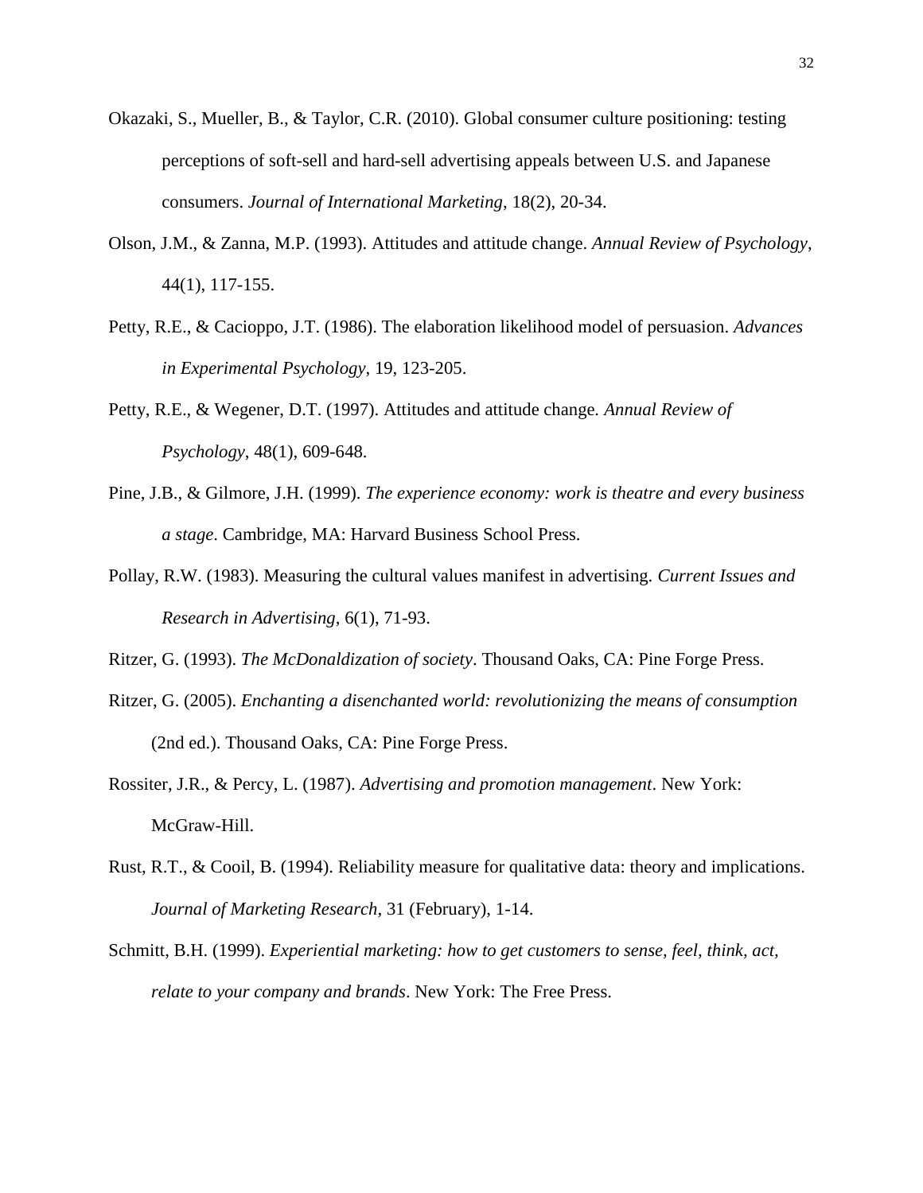Okazaki, S., Mueller, B., & Taylor, C.R. (2010). Global consumer culture positioning: testing perceptions of soft-sell and hard-sell advertising appeals between U.S. and Japanese consumers. *Journal of International Marketing*, 18(2), 20-34.

Olson, J.M., & Zanna, M.P. (1993). Attitudes and attitude change. *Annual Review of Psychology*, 44(1), 117-155.

Petty, R.E., & Cacioppo, J.T. (1986). The elaboration likelihood model of persuasion. *Advances in Experimental Psychology*, 19, 123-205.

Petty, R.E., & Wegener, D.T. (1997). Attitudes and attitude change. *Annual Review of Psychology*, 48(1), 609-648.

Pine, J.B., & Gilmore, J.H. (1999). *The experience economy: work is theatre and every business a stage*. Cambridge, MA: Harvard Business School Press.

Pollay, R.W. (1983). Measuring the cultural values manifest in advertising. *Current Issues and Research in Advertising*, 6(1), 71-93.

Ritzer, G. (1993). *The McDonaldization of society*. Thousand Oaks, CA: Pine Forge Press.

Ritzer, G. (2005). *Enchanting a disenchanted world: revolutionizing the means of consumption* (2nd ed.). Thousand Oaks, CA: Pine Forge Press.

Rossiter, J.R., & Percy, L. (1987). *Advertising and promotion management*. New York: McGraw-Hill.

Rust, R.T., & Cooil, B. (1994). Reliability measure for qualitative data: theory and implications. *Journal of Marketing Research*, 31 (February), 1-14.

Schmitt, B.H. (1999). *Experiential marketing: how to get customers to sense, feel, think, act, relate to your company and brands*. New York: The Free Press.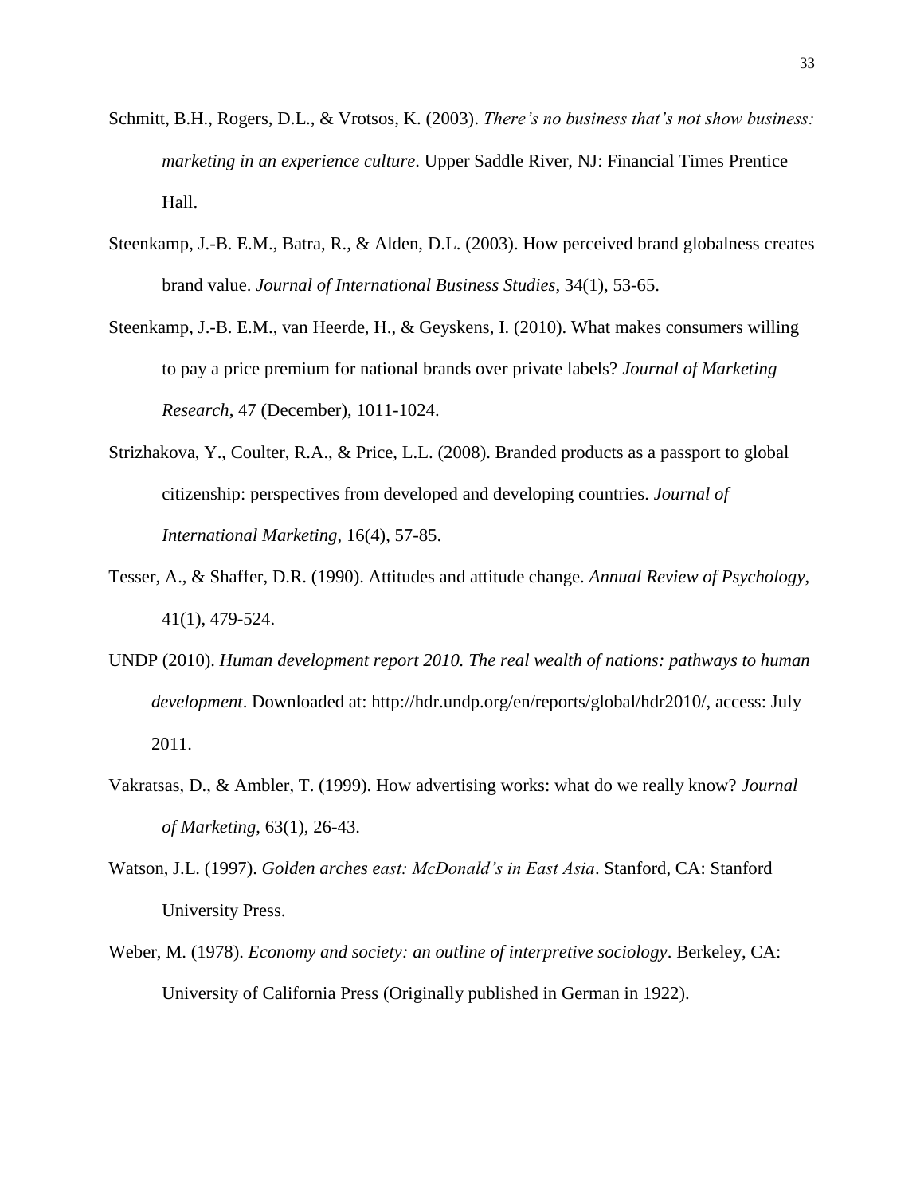Schmitt, B.H., Rogers, D.L., & Vrotsos, K. (2003). *There's no business that's not show business: marketing in an experience culture*. Upper Saddle River, NJ: Financial Times Prentice Hall.

Steenkamp, J.-B. E.M., Batra, R., & Alden, D.L. (2003). How perceived brand globalness creates brand value. *Journal of International Business Studies*, 34(1), 53-65.

Steenkamp, J.-B. E.M., van Heerde, H., & Geyskens, I. (2010). What makes consumers willing to pay a price premium for national brands over private labels? *Journal of Marketing Research*, 47 (December), 1011-1024.

Strizhakova, Y., Coulter, R.A., & Price, L.L. (2008). Branded products as a passport to global citizenship: perspectives from developed and developing countries. *Journal of International Marketing*, 16(4), 57-85.

Tesser, A., & Shaffer, D.R. (1990). Attitudes and attitude change. *Annual Review of Psychology*, 41(1), 479-524.

UNDP (2010). *Human development report 2010. The real wealth of nations: pathways to human development*. Downloaded at: http://hdr.undp.org/en/reports/global/hdr2010/, access: July 2011.

Vakratsas, D., & Ambler, T. (1999). How advertising works: what do we really know? *Journal of Marketing*, 63(1), 26-43.

Watson, J.L. (1997). *Golden arches east: McDonald's in East Asia*. Stanford, CA: Stanford University Press.

Weber, M. (1978). *Economy and society: an outline of interpretive sociology*. Berkeley, CA: University of California Press (Originally published in German in 1922).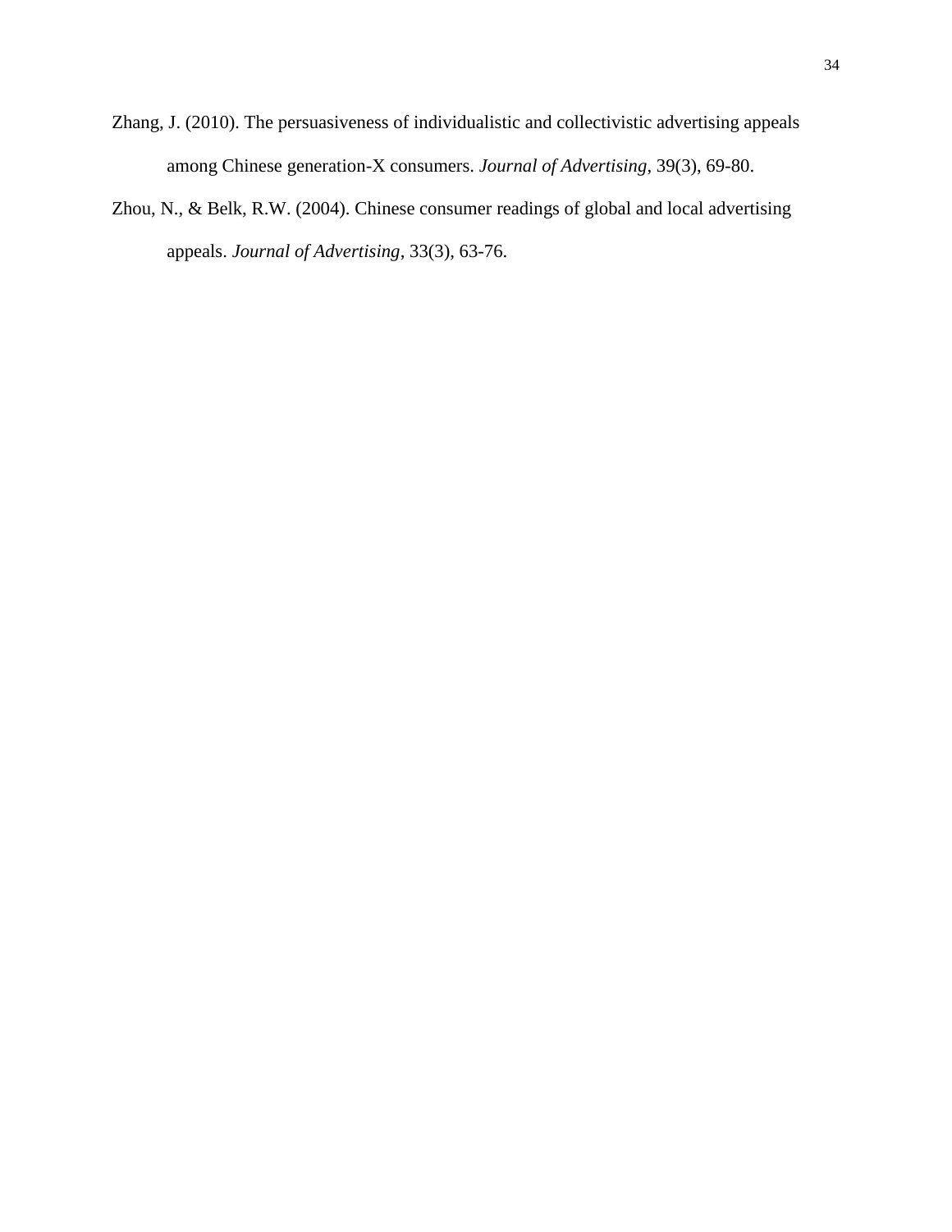Zhang, J. (2010). The persuasiveness of individualistic and collectivistic advertising appeals among Chinese generation-X consumers. *Journal of Advertising*, 39(3), 69-80.

Zhou, N., & Belk, R.W. (2004). Chinese consumer readings of global and local advertising appeals. *Journal of Advertising*, 33(3), 63-76.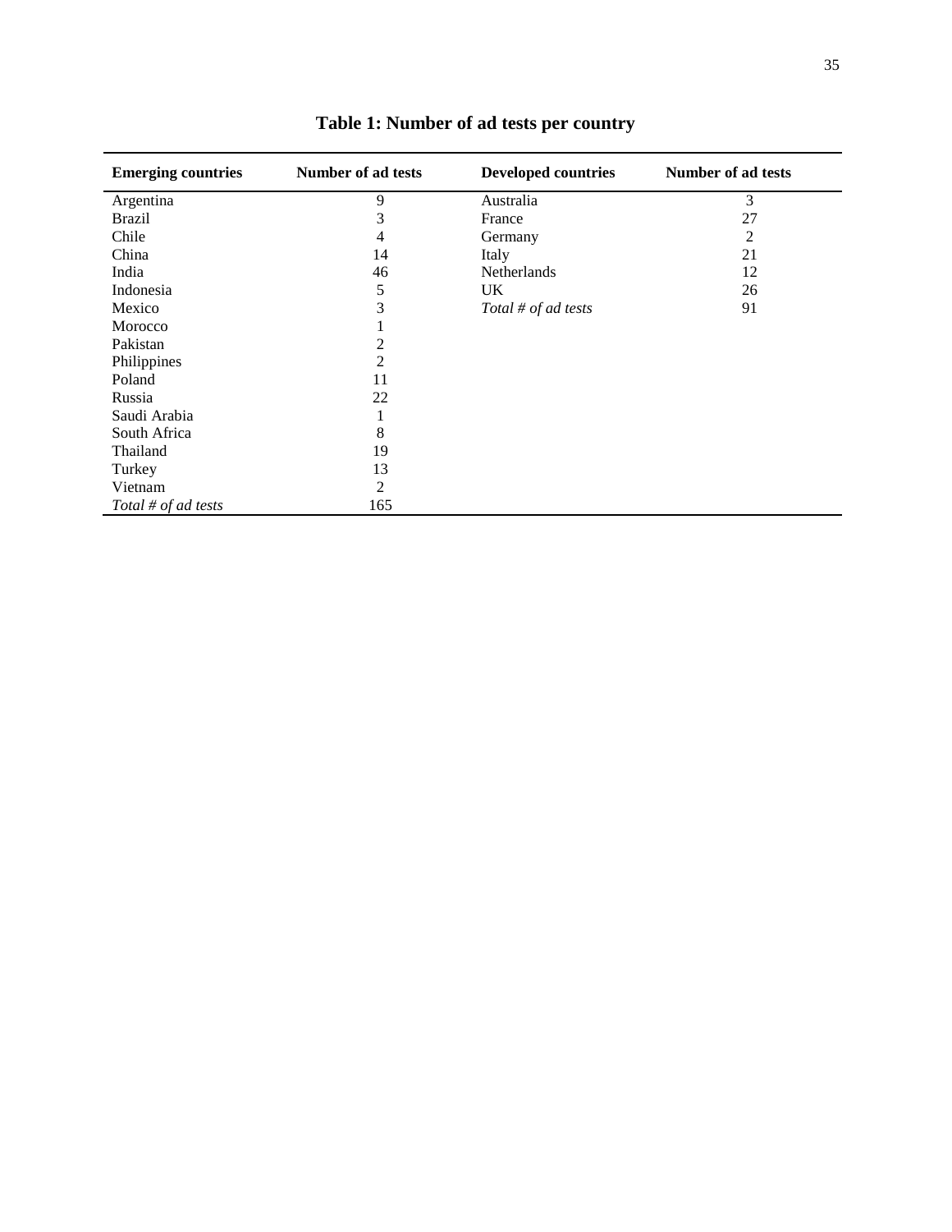# Table 1: Number of ad tests per country

| Emerging countries | Number of ad tests | Developed countries | Number of ad tests |
|---|---|---|---|
| Argentina | 9 | Australia | 3 |
| Brazil | 3 | France | 27 |
| Chile | 4 | Germany | 2 |
| China | 14 | Italy | 21 |
| India | 46 | Netherlands | 12 |
| Indonesia | 5 | UK | 26 |
| Mexico | 3 | *Total # of ad tests* | 91 |
| Morocco | 1 | | |
| Pakistan | 2 | | |
| Philippines | 2 | | |
| Poland | 11 | | |
| Russia | 22 | | |
| Saudi Arabia | 1 | | |
| South Africa | 8 | | |
| Thailand | 19 | | |
| Turkey | 13 | | |
| Vietnam | 2 | | |
| *Total # of ad tests* | 165 | | |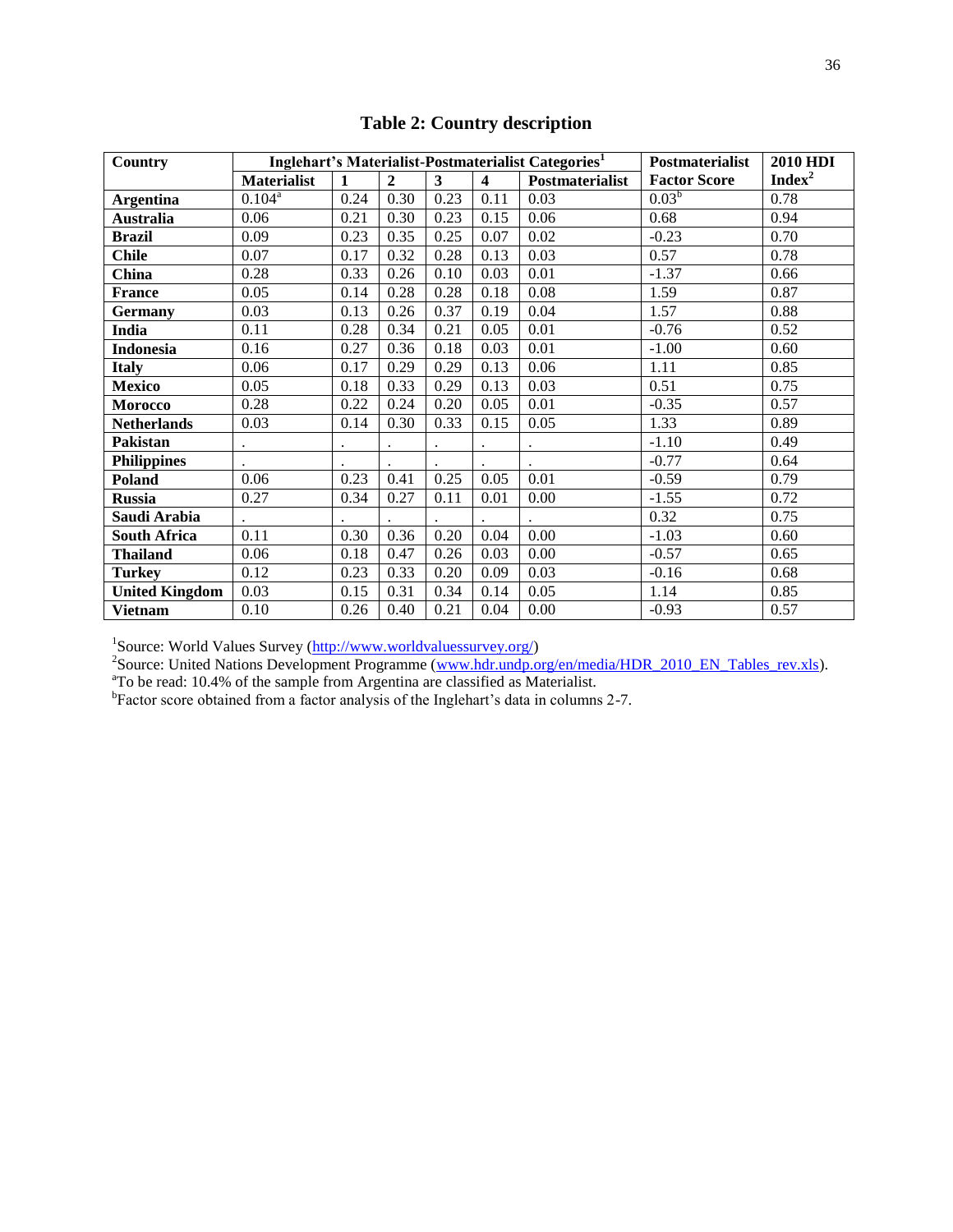# Table 2: Country description

| Country | Inglehart's Materialist-Postmaterialist Categories[1] | | | | | | Postmaterialist | 2010 HDI |
|---|---|---|---|---|---|---|---|---|
| | Materialist | 1 | 2 | 3 | 4 | Postmaterialist | Factor Score | Index[2] |
| **Argentina** | 0.104[a] | 0.24 | 0.30 | 0.23 | 0.11 | 0.03 | 0.03[b] | 0.78 |
| **Australia** | 0.06 | 0.21 | 0.30 | 0.23 | 0.15 | 0.06 | 0.68 | 0.94 |
| **Brazil** | 0.09 | 0.23 | 0.35 | 0.25 | 0.07 | 0.02 | -0.23 | 0.70 |
| **Chile** | 0.07 | 0.17 | 0.32 | 0.28 | 0.13 | 0.03 | 0.57 | 0.78 |
| **China** | 0.28 | 0.33 | 0.26 | 0.10 | 0.03 | 0.01 | -1.37 | 0.66 |
| **France** | 0.05 | 0.14 | 0.28 | 0.28 | 0.18 | 0.08 | 1.59 | 0.87 |
| **Germany** | 0.03 | 0.13 | 0.26 | 0.37 | 0.19 | 0.04 | 1.57 | 0.88 |
| **India** | 0.11 | 0.28 | 0.34 | 0.21 | 0.05 | 0.01 | -0.76 | 0.52 |
| **Indonesia** | 0.16 | 0.27 | 0.36 | 0.18 | 0.03 | 0.01 | -1.00 | 0.60 |
| **Italy** | 0.06 | 0.17 | 0.29 | 0.29 | 0.13 | 0.06 | 1.11 | 0.85 |
| **Mexico** | 0.05 | 0.18 | 0.33 | 0.29 | 0.13 | 0.03 | 0.51 | 0.75 |
| **Morocco** | 0.28 | 0.22 | 0.24 | 0.20 | 0.05 | 0.01 | -0.35 | 0.57 |
| **Netherlands** | 0.03 | 0.14 | 0.30 | 0.33 | 0.15 | 0.05 | 1.33 | 0.89 |
| **Pakistan** | . | . | . | . | . | . | -1.10 | 0.49 |
| **Philippines** | . | . | . | . | . | . | -0.77 | 0.64 |
| **Poland** | 0.06 | 0.23 | 0.41 | 0.25 | 0.05 | 0.01 | -0.59 | 0.79 |
| **Russia** | 0.27 | 0.34 | 0.27 | 0.11 | 0.01 | 0.00 | -1.55 | 0.72 |
| **Saudi Arabia** | . | . | . | . | . | . | 0.32 | 0.75 |
| **South Africa** | 0.11 | 0.30 | 0.36 | 0.20 | 0.04 | 0.00 | -1.03 | 0.60 |
| **Thailand** | 0.06 | 0.18 | 0.47 | 0.26 | 0.03 | 0.00 | -0.57 | 0.65 |
| **Turkey** | 0.12 | 0.23 | 0.33 | 0.20 | 0.09 | 0.03 | -0.16 | 0.68 |
| **United Kingdom** | 0.03 | 0.15 | 0.31 | 0.34 | 0.14 | 0.05 | 1.14 | 0.85 |
| **Vietnam** | 0.10 | 0.26 | 0.40 | 0.21 | 0.04 | 0.00 | -0.93 | 0.57 |

[1]Source: World Values Survey (http://www.worldvaluessurvey.org/)

[2]Source: United Nations Development Programme (www.hdr.undp.org/en/media/HDR_2010_EN_Tables_rev.xls).

[a]To be read: 10.4% of the sample from Argentina are classified as Materialist.

[b]Factor score obtained from a factor analysis of the Inglehart's data in columns 2-7.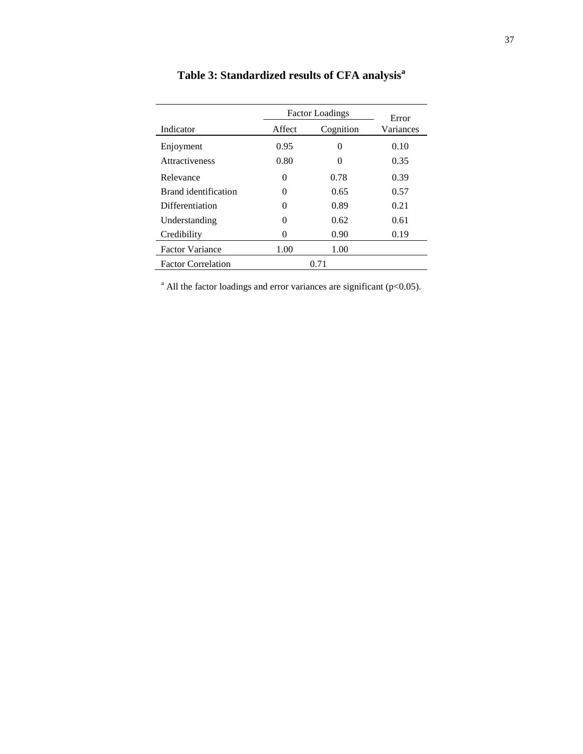# Table 3: Standardized results of CFA analysis[a]

| | Factor Loadings | | Error |
|---|---|---|---|
| Indicator | Affect | Cognition | Variances |
| Enjoyment | 0.95 | 0 | 0.10 |
| Attractiveness | 0.80 | 0 | 0.35 |
| Relevance | 0 | 0.78 | 0.39 |
| Brand identification | 0 | 0.65 | 0.57 |
| Differentiation | 0 | 0.89 | 0.21 |
| Understanding | 0 | 0.62 | 0.61 |
| Credibility | 0 | 0.90 | 0.19 |
| Factor Variance | 1.00 | 1.00 | |
| Factor Correlation | 0.71 | | |

[a] All the factor loadings and error variances are significant ($p<0.05$).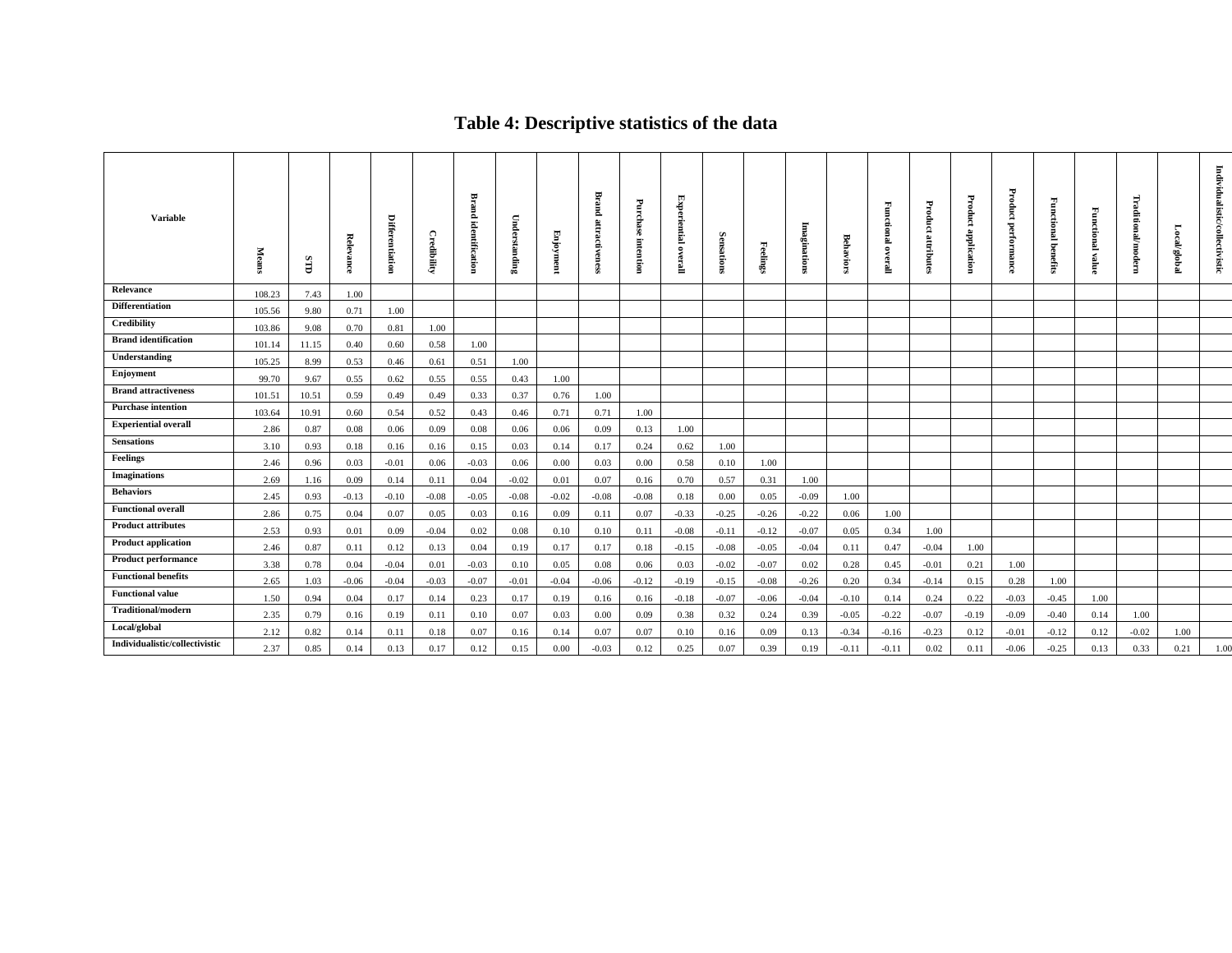# Table 4: Descriptive statistics of the data

| Variable | Means | STD | Relevance | Differentiation | Credibility | Brand identification | Understanding | Enjoyment | Brand attractiveness | Purchase intention | Experiential overall | Sensations | Feelings | Imaginations | Behaviors | Functional overall | Product attributes | Product application | Product performance | Functional benefits | Functional value | Traditional/modern | Local/global | Individualistic/collectivistic |
|---|---|---|---|---|---|---|---|---|---|---|---|---|---|---|---|---|---|---|---|---|---|---|---|---|
| **Relevance** | 108.23 | 7.43 | 1.00 | | | | | | | | | | | | | | | | | | | | | |
| **Differentiation** | 105.56 | 9.80 | 0.71 | 1.00 | | | | | | | | | | | | | | | | | | | | |
| **Credibility** | 103.86 | 9.08 | 0.70 | 0.81 | 1.00 | | | | | | | | | | | | | | | | | | | |
| **Brand identification** | 101.14 | 11.15 | 0.40 | 0.60 | 0.58 | 1.00 | | | | | | | | | | | | | | | | | | |
| **Understanding** | 105.25 | 8.99 | 0.53 | 0.46 | 0.61 | 0.51 | 1.00 | | | | | | | | | | | | | | | | | |
| **Enjoyment** | 99.70 | 9.67 | 0.55 | 0.62 | 0.55 | 0.55 | 0.43 | 1.00 | | | | | | | | | | | | | | | | |
| **Brand attractiveness** | 101.51 | 10.51 | 0.59 | 0.49 | 0.49 | 0.33 | 0.37 | 0.76 | 1.00 | | | | | | | | | | | | | | | |
| **Purchase intention** | 103.64 | 10.91 | 0.60 | 0.54 | 0.52 | 0.43 | 0.46 | 0.71 | 0.71 | 1.00 | | | | | | | | | | | | | | |
| **Experiential overall** | 2.86 | 0.87 | 0.08 | 0.06 | 0.09 | 0.08 | 0.06 | 0.06 | 0.09 | 0.13 | 1.00 | | | | | | | | | | | | | |
| **Sensations** | 3.10 | 0.93 | 0.18 | 0.16 | 0.16 | 0.15 | 0.03 | 0.14 | 0.17 | 0.24 | 0.62 | 1.00 | | | | | | | | | | | | |
| **Feelings** | 2.46 | 0.96 | 0.03 | -0.01 | 0.06 | -0.03 | 0.06 | 0.00 | 0.03 | 0.00 | 0.58 | 0.10 | 1.00 | | | | | | | | | | | |
| **Imaginations** | 2.69 | 1.16 | 0.09 | 0.14 | 0.11 | 0.04 | -0.02 | 0.01 | 0.07 | 0.16 | 0.70 | 0.57 | 0.31 | 1.00 | | | | | | | | | | |
| **Behaviors** | 2.45 | 0.93 | -0.13 | -0.10 | -0.08 | -0.05 | -0.08 | -0.02 | -0.08 | -0.08 | 0.18 | 0.00 | 0.05 | -0.09 | 1.00 | | | | | | | | | |
| **Functional overall** | 2.86 | 0.75 | 0.04 | 0.07 | 0.05 | 0.03 | 0.16 | 0.09 | 0.11 | 0.07 | -0.33 | -0.25 | -0.26 | -0.22 | 0.06 | 1.00 | | | | | | | | |
| **Product attributes** | 2.53 | 0.93 | 0.01 | 0.09 | -0.04 | 0.02 | 0.08 | 0.10 | 0.10 | 0.11 | -0.08 | -0.11 | -0.12 | -0.07 | 0.05 | 0.34 | 1.00 | | | | | | | |
| **Product application** | 2.46 | 0.87 | 0.11 | 0.12 | 0.13 | 0.04 | 0.19 | 0.17 | 0.17 | 0.18 | -0.15 | -0.08 | -0.05 | -0.04 | 0.11 | 0.47 | -0.04 | 1.00 | | | | | | |
| **Product performance** | 3.38 | 0.78 | 0.04 | -0.04 | 0.01 | -0.03 | 0.10 | 0.05 | 0.08 | 0.06 | 0.03 | -0.02 | -0.07 | 0.02 | 0.28 | 0.45 | -0.01 | 0.21 | 1.00 | | | | | |
| **Functional benefits** | 2.65 | 1.03 | -0.06 | -0.04 | -0.03 | -0.07 | -0.01 | -0.04 | -0.06 | -0.12 | -0.19 | -0.15 | -0.08 | -0.26 | 0.20 | 0.34 | -0.14 | 0.15 | 0.28 | 1.00 | | | | |
| **Functional value** | 1.50 | 0.94 | 0.04 | 0.17 | 0.14 | 0.23 | 0.17 | 0.19 | 0.16 | 0.16 | -0.18 | -0.07 | -0.06 | -0.04 | -0.10 | 0.14 | 0.24 | 0.22 | -0.03 | -0.45 | 1.00 | | | |
| **Traditional/modern** | 2.35 | 0.79 | 0.16 | 0.19 | 0.11 | 0.10 | 0.07 | 0.03 | 0.00 | 0.09 | 0.38 | 0.32 | 0.24 | 0.39 | -0.05 | -0.22 | -0.07 | -0.19 | -0.09 | -0.40 | 0.14 | 1.00 | | |
| **Local/global** | 2.12 | 0.82 | 0.14 | 0.11 | 0.18 | 0.07 | 0.16 | 0.14 | 0.07 | 0.07 | 0.10 | 0.16 | 0.09 | 0.13 | -0.34 | -0.16 | -0.23 | 0.12 | -0.01 | -0.12 | 0.12 | -0.02 | 1.00 | |
| **Individualistic/collectivistic** | 2.37 | 0.85 | 0.14 | 0.13 | 0.17 | 0.12 | 0.15 | 0.00 | -0.03 | 0.12 | 0.25 | 0.07 | 0.39 | 0.19 | -0.11 | -0.11 | 0.02 | 0.11 | -0.06 | -0.25 | 0.13 | 0.33 | 0.21 | 1.00 |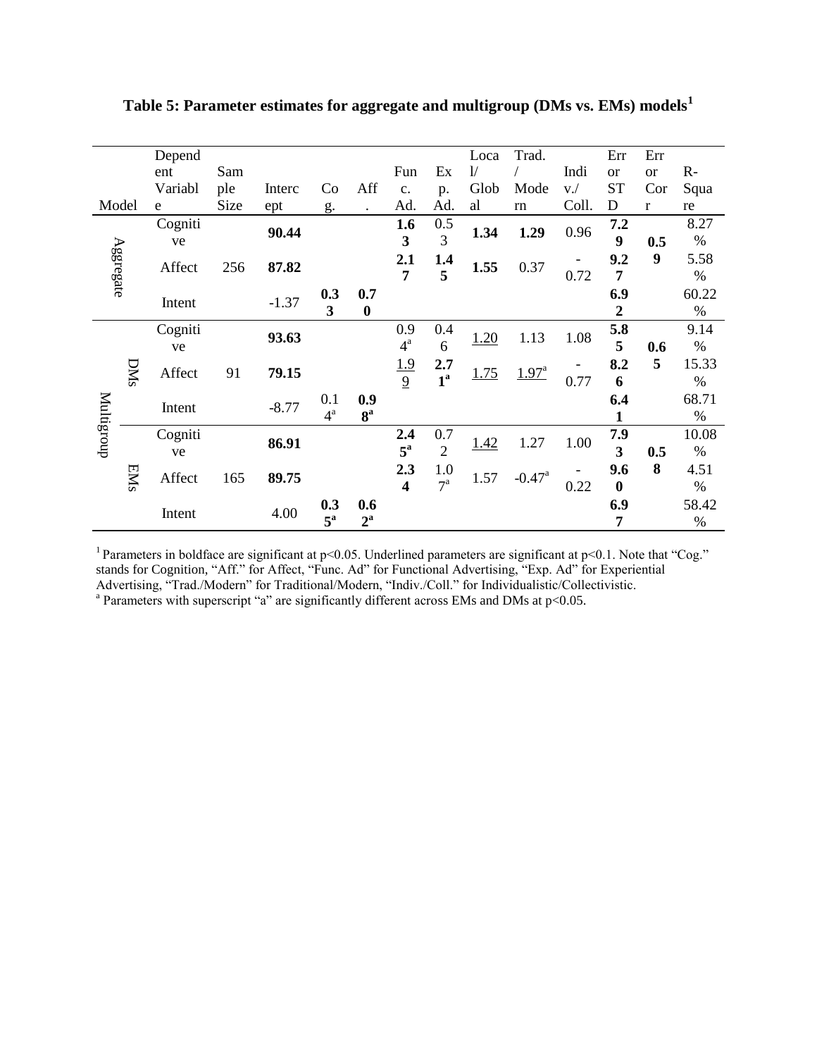**Table 5: Parameter estimates for aggregate and multigroup (DMs vs. EMs) models[1]**

| Model | | Dependent Variable | Sample Size | Intercept | Cog. | Aff. | Func. Ad. | Exp. Ad. | Local/Global | Trad./Modern | Indiv./Coll. | Error STD | Error Corr | R-Square |
|---|---|---|---|---|---|---|---|---|---|---|---|---|---|---|
| Aggregate | | Cognitive | 256 | **90.44** | | | **1.63** | 0.53 | **1.34** | **1.29** | 0.96 | **7.29** | **0.59** | 8.27 % |
| | | Affect | | **87.82** | | | **2.17** | **1.45** | **1.55** | 0.37 | -0.72 | **9.27** | | 5.58 % |
| | | Intent | | -1.37 | **0.33** | **0.70** | | | | | | **6.92** | | 60.22 % |
| Multigroup | DMs | Cognitive | 91 | **93.63** | | | 0.94[a] | 0.46 | <u>1.20</u> | 1.13 | 1.08 | **5.85** | **0.65** | 9.14 % |
| | | Affect | | **79.15** | | | <u>1.99</u> | **2.71[a]** | <u>1.75</u> | <u>1.97[a]</u> | -0.77 | **8.26** | | 15.33 % |
| | | Intent | | -8.77 | 0.14[a] | **0.98[a]** | | | | | | **6.41** | | 68.71 % |
| | EMs | Cognitive | 165 | **86.91** | | | **2.45[a]** | 0.72 | <u>1.42</u> | 1.27 | 1.00 | **7.93** | **0.58** | 10.08 % |
| | | Affect | | **89.75** | | | **2.34** | 1.07[a] | 1.57 | -0.47[a] | -0.22 | **9.60** | | 4.51 % |
| | | Intent | | 4.00 | **0.35[a]** | **0.62[a]** | | | | | | **6.97** | | 58.42 % |

[1] Parameters in boldface are significant at $p<0.05$. Underlined parameters are significant at $p<0.1$. Note that "Cog." stands for Cognition, "Aff." for Affect, "Func. Ad" for Functional Advertising, "Exp. Ad" for Experiential Advertising, "Trad./Modern" for Traditional/Modern, "Indiv./Coll." for Individualistic/Collectivistic.

[a] Parameters with superscript "a" are significantly different across EMs and DMs at $p<0.05$.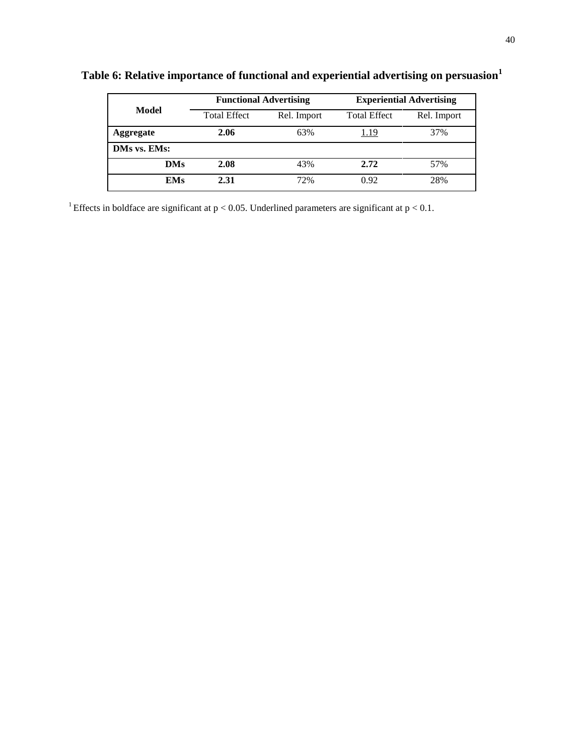**Table 6: Relative importance of functional and experiential advertising on persuasion[1]**

| Model | Functional Advertising | | Experiential Advertising | |
|---|---|---|---|---|
| | Total Effect | Rel. Import | Total Effect | Rel. Import |
| **Aggregate** | **2.06** | 63% | <u>1.19</u> | 37% |
| **DMs vs. EMs:** | | | | |
| **DMs** | **2.08** | 43% | **2.72** | 57% |
| **EMs** | **2.31** | 72% | 0.92 | 28% |

[1] Effects in boldface are significant at $p < 0.05$. Underlined parameters are significant at $p < 0.1$.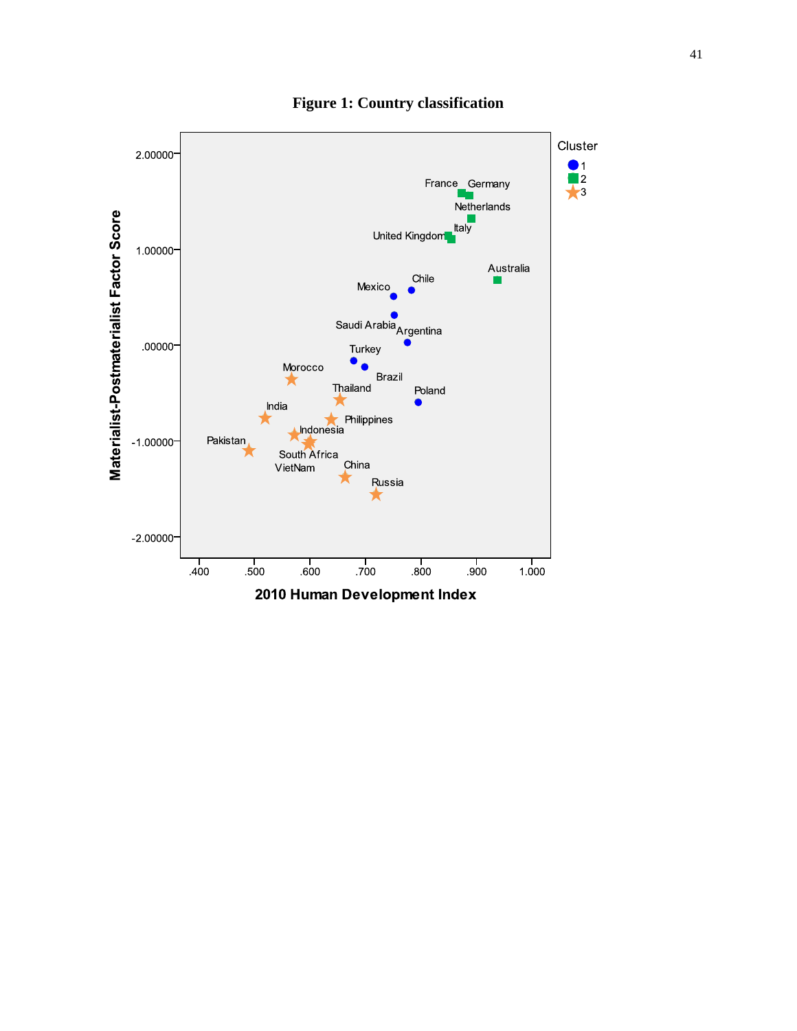**Figure 1: Country classification**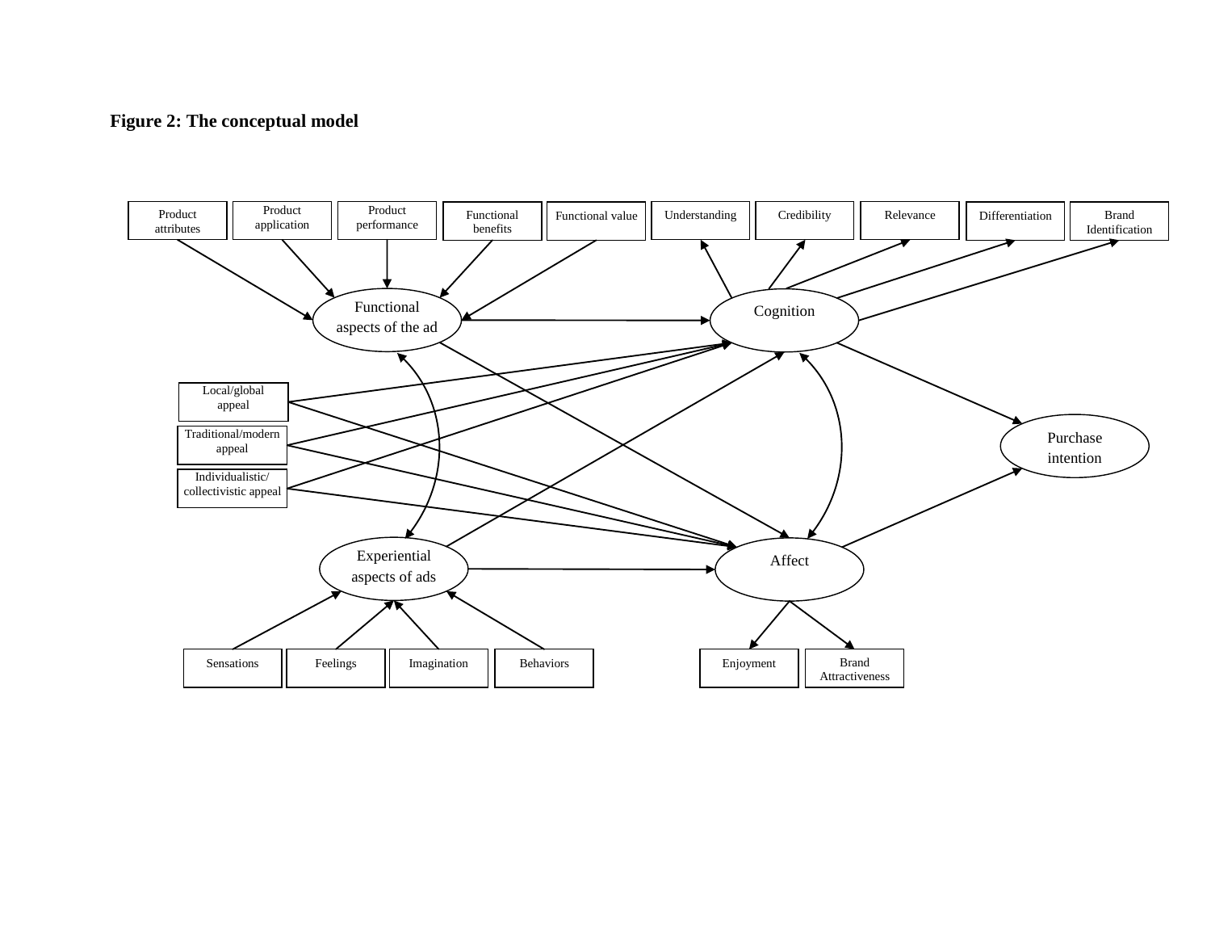**Figure 2: The conceptual model**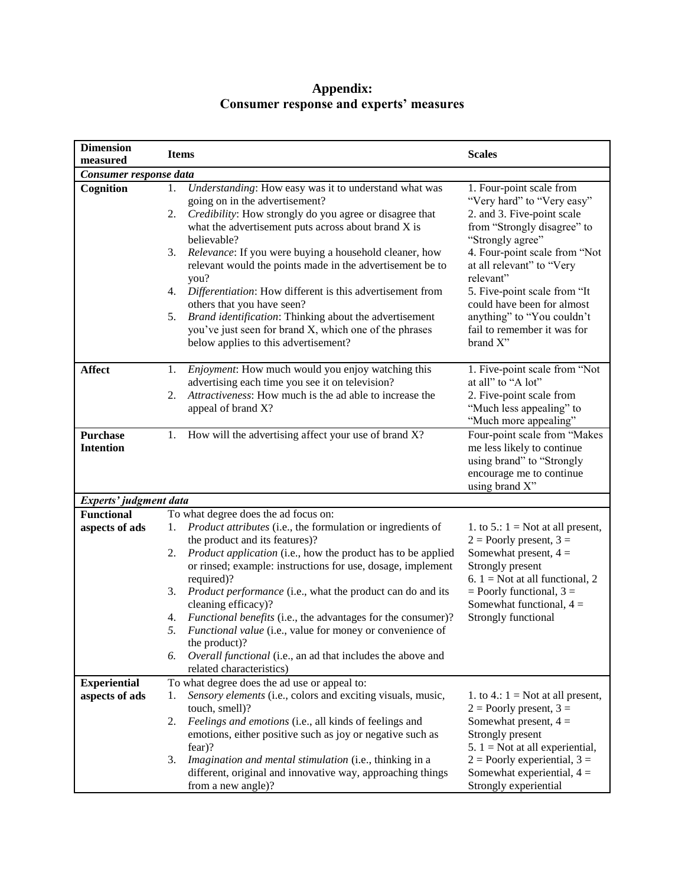# Appendix:
# Consumer response and experts' measures

| Dimension measured | Items | Scales |
|---|---|---|
| ***Consumer response data*** | | |
| **Cognition** | 1. *Understanding*: How easy was it to understand what was going on in the advertisement?<br>2. *Credibility*: How strongly do you agree or disagree that what the advertisement puts across about brand X is believable?<br>3. *Relevance*: If you were buying a household cleaner, how relevant would the points made in the advertisement be to you?<br>4. *Differentiation*: How different is this advertisement from others that you have seen?<br>5. *Brand identification*: Thinking about the advertisement you've just seen for brand X, which one of the phrases below applies to this advertisement? | 1. Four-point scale from "Very hard" to "Very easy"<br>2. and 3. Five-point scale from "Strongly disagree" to "Strongly agree"<br>4. Four-point scale from "Not at all relevant" to "Very relevant"<br>5. Five-point scale from "It could have been for almost anything" to "You couldn't fail to remember it was for brand X" |
| **Affect** | 1. *Enjoyment*: How much would you enjoy watching this advertising each time you see it on television?<br>2. *Attractiveness*: How much is the ad able to increase the appeal of brand X? | 1. Five-point scale from "Not at all" to "A lot"<br>2. Five-point scale from "Much less appealing" to "Much more appealing" |
| **Purchase Intention** | 1. How will the advertising affect your use of brand X? | Four-point scale from "Makes me less likely to continue using brand" to "Strongly encourage me to continue using brand X" |
| ***Experts' judgment data*** | | |
| **Functional aspects of ads** | To what degree does the ad focus on:<br>1. *Product attributes* (i.e., the formulation or ingredients of the product and its features)?<br>2. *Product application* (i.e., how the product has to be applied or rinsed; example: instructions for use, dosage, implement required)?<br>3. *Product performance* (i.e., what the product can do and its cleaning efficacy)?<br>4. *Functional benefits* (i.e., the advantages for the consumer)?<br>5. *Functional value* (i.e., value for money or convenience of the product)?<br>6. *Overall functional* (i.e., an ad that includes the above and related characteristics) | 1. to 5.: 1 = Not at all present, 2 = Poorly present, 3 = Somewhat present, 4 = Strongly present<br>6. 1 = Not at all functional, 2 = Poorly functional, 3 = Somewhat functional, 4 = Strongly functional |
| **Experiential aspects of ads** | To what degree does the ad use or appeal to:<br>1. *Sensory elements* (i.e., colors and exciting visuals, music, touch, smell)?<br>2. *Feelings and emotions* (i.e., all kinds of feelings and emotions, either positive such as joy or negative such as fear)?<br>3. *Imagination and mental stimulation* (i.e., thinking in a different, original and innovative way, approaching things from a new angle)? | 1. to 4.: 1 = Not at all present, 2 = Poorly present, 3 = Somewhat present, 4 = Strongly present<br>5. 1 = Not at all experiential, 2 = Poorly experiential, 3 = Somewhat experiential, 4 = Strongly experiential |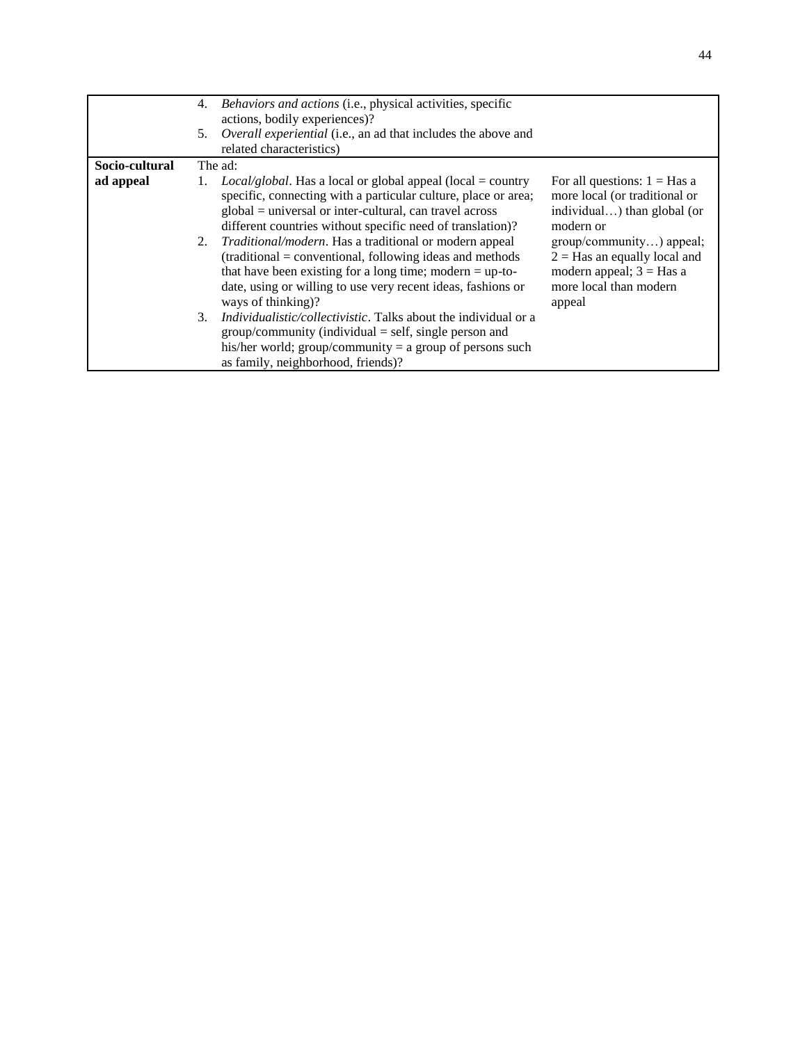| | | |
|---|---|---|
| | 4. *Behaviors and actions* (i.e., physical activities, specific actions, bodily experiences)?<br>5. *Overall experiential* (i.e., an ad that includes the above and related characteristics) | |
| **Socio-cultural ad appeal** | The ad:<br>1. *Local/global*. Has a local or global appeal (local = country specific, connecting with a particular culture, place or area; global = universal or inter-cultural, can travel across different countries without specific need of translation)?<br>2. *Traditional/modern*. Has a traditional or modern appeal (traditional = conventional, following ideas and methods that have been existing for a long time; modern = up-to-date, using or willing to use very recent ideas, fashions or ways of thinking)?<br>3. *Individualistic/collectivistic*. Talks about the individual or a group/community (individual = self, single person and his/her world; group/community = a group of persons such as family, neighborhood, friends)? | For all questions: 1 = Has a more local (or traditional or individual…) than global (or modern or group/community…) appeal; 2 = Has an equally local and modern appeal; 3 = Has a more local than modern appeal |